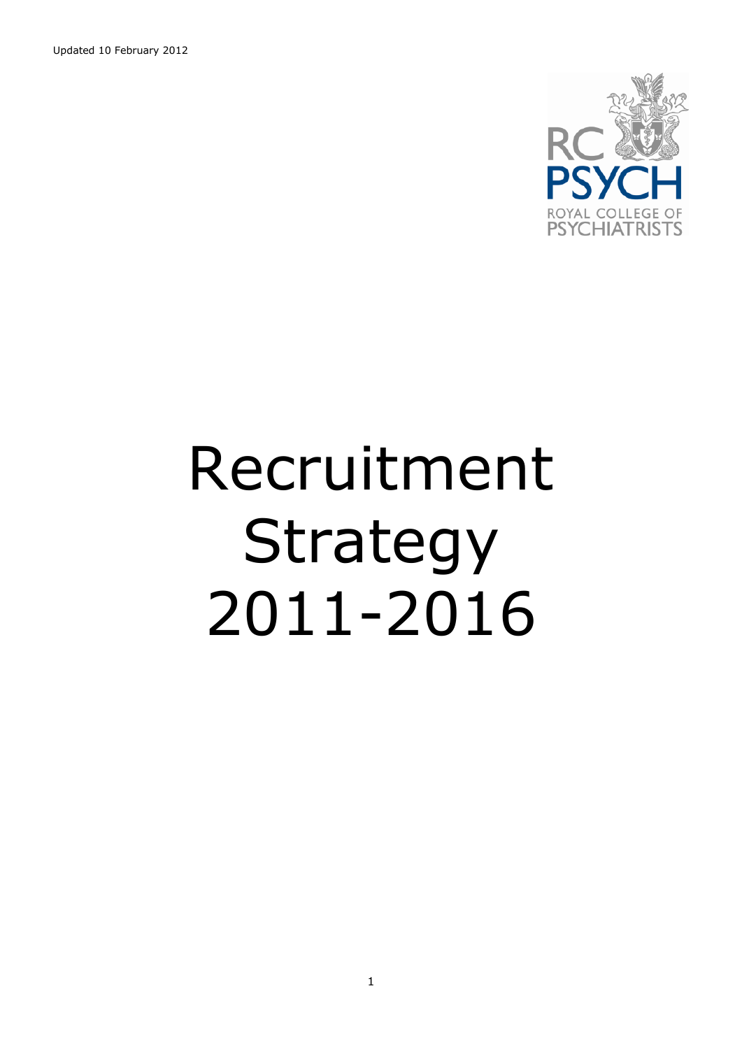Updated 10 February 2012

RC PSYCH
ROYAL COLLEGE OF PSYCHIATRISTS

# Recruitment Strategy 2011-2016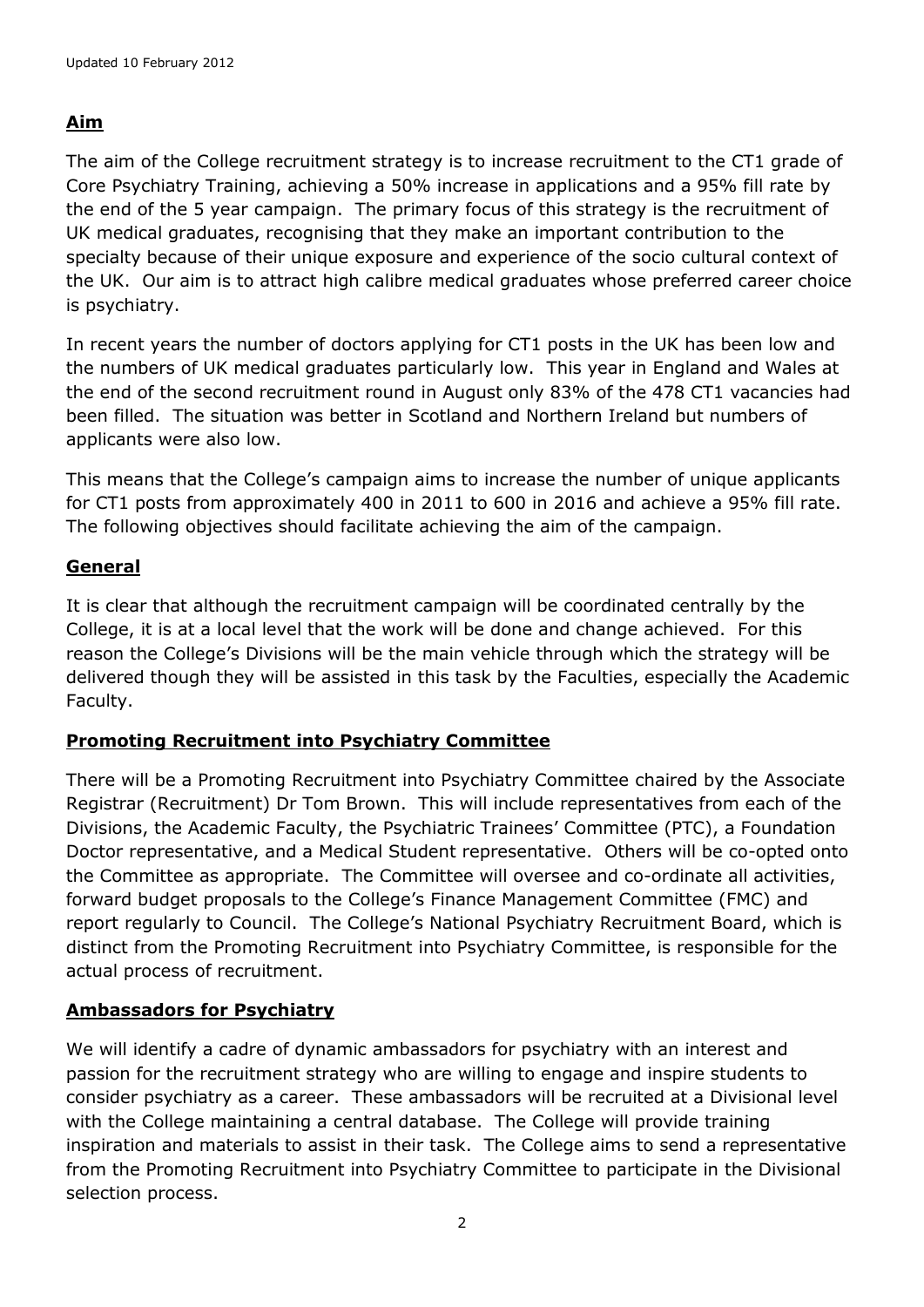## Aim

The aim of the College recruitment strategy is to increase recruitment to the CT1 grade of Core Psychiatry Training, achieving a 50% increase in applications and a 95% fill rate by the end of the 5 year campaign. The primary focus of this strategy is the recruitment of UK medical graduates, recognising that they make an important contribution to the specialty because of their unique exposure and experience of the socio cultural context of the UK. Our aim is to attract high calibre medical graduates whose preferred career choice is psychiatry.

In recent years the number of doctors applying for CT1 posts in the UK has been low and the numbers of UK medical graduates particularly low. This year in England and Wales at the end of the second recruitment round in August only 83% of the 478 CT1 vacancies had been filled. The situation was better in Scotland and Northern Ireland but numbers of applicants were also low.

This means that the College's campaign aims to increase the number of unique applicants for CT1 posts from approximately 400 in 2011 to 600 in 2016 and achieve a 95% fill rate. The following objectives should facilitate achieving the aim of the campaign.

## General

It is clear that although the recruitment campaign will be coordinated centrally by the College, it is at a local level that the work will be done and change achieved. For this reason the College's Divisions will be the main vehicle through which the strategy will be delivered though they will be assisted in this task by the Faculties, especially the Academic Faculty.

## Promoting Recruitment into Psychiatry Committee

There will be a Promoting Recruitment into Psychiatry Committee chaired by the Associate Registrar (Recruitment) Dr Tom Brown. This will include representatives from each of the Divisions, the Academic Faculty, the Psychiatric Trainees' Committee (PTC), a Foundation Doctor representative, and a Medical Student representative. Others will be co-opted onto the Committee as appropriate. The Committee will oversee and co-ordinate all activities, forward budget proposals to the College's Finance Management Committee (FMC) and report regularly to Council. The College's National Psychiatry Recruitment Board, which is distinct from the Promoting Recruitment into Psychiatry Committee, is responsible for the actual process of recruitment.

## Ambassadors for Psychiatry

We will identify a cadre of dynamic ambassadors for psychiatry with an interest and passion for the recruitment strategy who are willing to engage and inspire students to consider psychiatry as a career. These ambassadors will be recruited at a Divisional level with the College maintaining a central database. The College will provide training inspiration and materials to assist in their task. The College aims to send a representative from the Promoting Recruitment into Psychiatry Committee to participate in the Divisional selection process.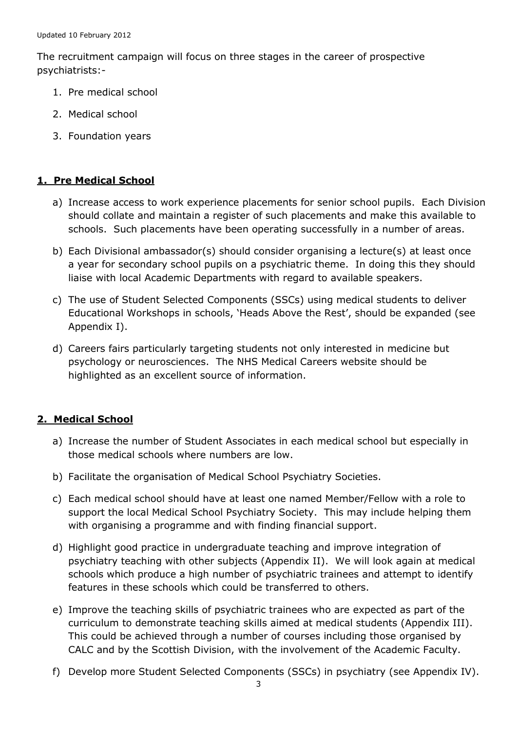The recruitment campaign will focus on three stages in the career of prospective psychiatrists:-

1. Pre medical school
2. Medical school
3. Foundation years

## 1. Pre Medical School

a) Increase access to work experience placements for senior school pupils. Each Division should collate and maintain a register of such placements and make this available to schools. Such placements have been operating successfully in a number of areas.

b) Each Divisional ambassador(s) should consider organising a lecture(s) at least once a year for secondary school pupils on a psychiatric theme. In doing this they should liaise with local Academic Departments with regard to available speakers.

c) The use of Student Selected Components (SSCs) using medical students to deliver Educational Workshops in schools, 'Heads Above the Rest', should be expanded (see Appendix I).

d) Careers fairs particularly targeting students not only interested in medicine but psychology or neurosciences. The NHS Medical Careers website should be highlighted as an excellent source of information.

## 2. Medical School

a) Increase the number of Student Associates in each medical school but especially in those medical schools where numbers are low.

b) Facilitate the organisation of Medical School Psychiatry Societies.

c) Each medical school should have at least one named Member/Fellow with a role to support the local Medical School Psychiatry Society. This may include helping them with organising a programme and with finding financial support.

d) Highlight good practice in undergraduate teaching and improve integration of psychiatry teaching with other subjects (Appendix II). We will look again at medical schools which produce a high number of psychiatric trainees and attempt to identify features in these schools which could be transferred to others.

e) Improve the teaching skills of psychiatric trainees who are expected as part of the curriculum to demonstrate teaching skills aimed at medical students (Appendix III). This could be achieved through a number of courses including those organised by CALC and by the Scottish Division, with the involvement of the Academic Faculty.

f) Develop more Student Selected Components (SSCs) in psychiatry (see Appendix IV).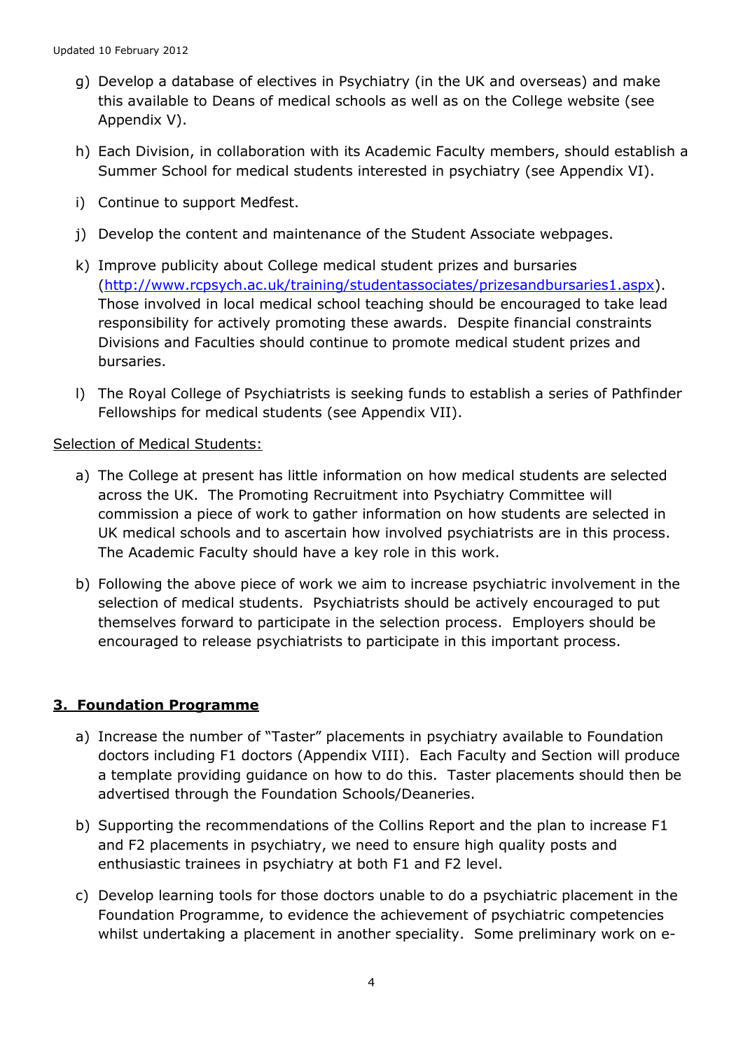g) Develop a database of electives in Psychiatry (in the UK and overseas) and make this available to Deans of medical schools as well as on the College website (see Appendix V).

h) Each Division, in collaboration with its Academic Faculty members, should establish a Summer School for medical students interested in psychiatry (see Appendix VI).

i) Continue to support Medfest.

j) Develop the content and maintenance of the Student Associate webpages.

k) Improve publicity about College medical student prizes and bursaries (http://www.rcpsych.ac.uk/training/studentassociates/prizesandbursaries1.aspx). Those involved in local medical school teaching should be encouraged to take lead responsibility for actively promoting these awards. Despite financial constraints Divisions and Faculties should continue to promote medical student prizes and bursaries.

l) The Royal College of Psychiatrists is seeking funds to establish a series of Pathfinder Fellowships for medical students (see Appendix VII).

Selection of Medical Students:

a) The College at present has little information on how medical students are selected across the UK. The Promoting Recruitment into Psychiatry Committee will commission a piece of work to gather information on how students are selected in UK medical schools and to ascertain how involved psychiatrists are in this process. The Academic Faculty should have a key role in this work.

b) Following the above piece of work we aim to increase psychiatric involvement in the selection of medical students. Psychiatrists should be actively encouraged to put themselves forward to participate in the selection process. Employers should be encouraged to release psychiatrists to participate in this important process.

## 3. Foundation Programme

a) Increase the number of "Taster" placements in psychiatry available to Foundation doctors including F1 doctors (Appendix VIII). Each Faculty and Section will produce a template providing guidance on how to do this. Taster placements should then be advertised through the Foundation Schools/Deaneries.

b) Supporting the recommendations of the Collins Report and the plan to increase F1 and F2 placements in psychiatry, we need to ensure high quality posts and enthusiastic trainees in psychiatry at both F1 and F2 level.

c) Develop learning tools for those doctors unable to do a psychiatric placement in the Foundation Programme, to evidence the achievement of psychiatric competencies whilst undertaking a placement in another speciality. Some preliminary work on e-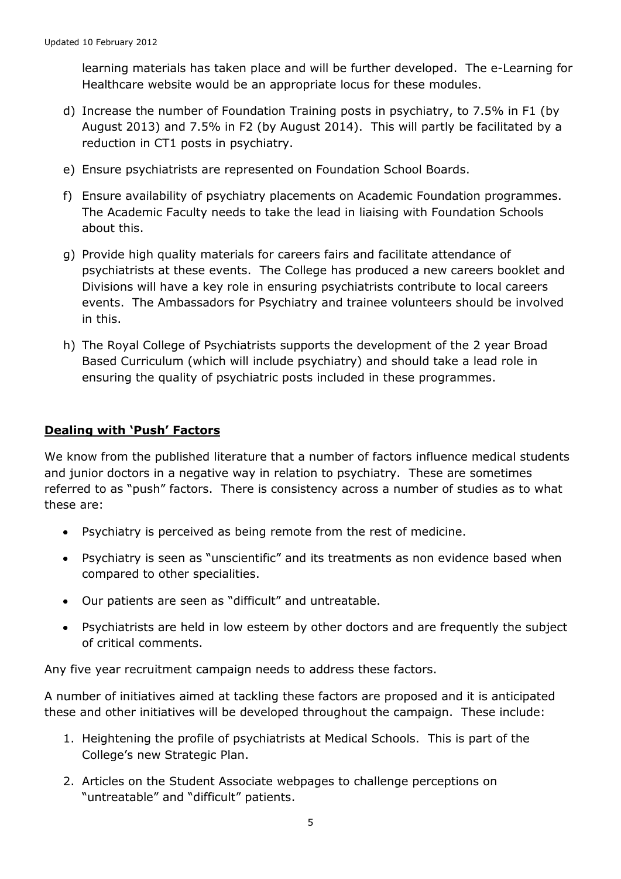learning materials has taken place and will be further developed. The e-Learning for Healthcare website would be an appropriate locus for these modules.

d) Increase the number of Foundation Training posts in psychiatry, to 7.5% in F1 (by August 2013) and 7.5% in F2 (by August 2014). This will partly be facilitated by a reduction in CT1 posts in psychiatry.

e) Ensure psychiatrists are represented on Foundation School Boards.

f) Ensure availability of psychiatry placements on Academic Foundation programmes. The Academic Faculty needs to take the lead in liaising with Foundation Schools about this.

g) Provide high quality materials for careers fairs and facilitate attendance of psychiatrists at these events. The College has produced a new careers booklet and Divisions will have a key role in ensuring psychiatrists contribute to local careers events. The Ambassadors for Psychiatry and trainee volunteers should be involved in this.

h) The Royal College of Psychiatrists supports the development of the 2 year Broad Based Curriculum (which will include psychiatry) and should take a lead role in ensuring the quality of psychiatric posts included in these programmes.

## Dealing with 'Push' Factors

We know from the published literature that a number of factors influence medical students and junior doctors in a negative way in relation to psychiatry. These are sometimes referred to as "push" factors. There is consistency across a number of studies as to what these are:

- Psychiatry is perceived as being remote from the rest of medicine.
- Psychiatry is seen as "unscientific" and its treatments as non evidence based when compared to other specialities.
- Our patients are seen as "difficult" and untreatable.
- Psychiatrists are held in low esteem by other doctors and are frequently the subject of critical comments.

Any five year recruitment campaign needs to address these factors.

A number of initiatives aimed at tackling these factors are proposed and it is anticipated these and other initiatives will be developed throughout the campaign. These include:

1. Heightening the profile of psychiatrists at Medical Schools. This is part of the College's new Strategic Plan.
2. Articles on the Student Associate webpages to challenge perceptions on "untreatable" and "difficult" patients.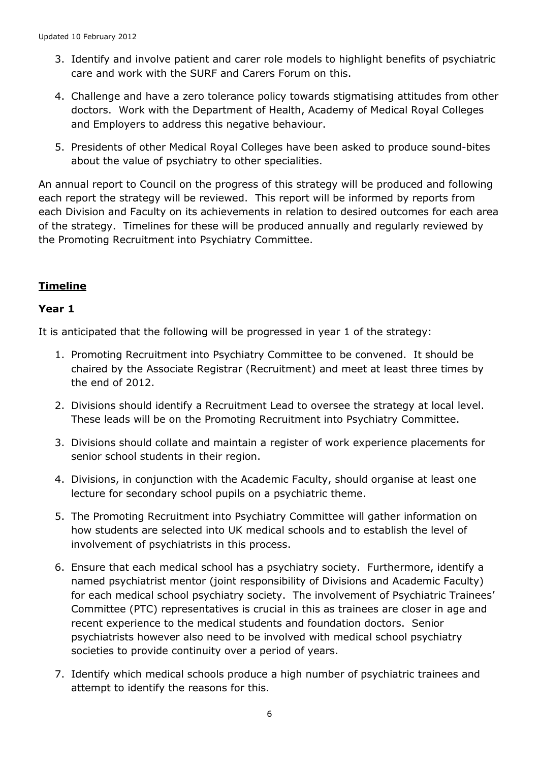3. Identify and involve patient and carer role models to highlight benefits of psychiatric care and work with the SURF and Carers Forum on this.

4. Challenge and have a zero tolerance policy towards stigmatising attitudes from other doctors. Work with the Department of Health, Academy of Medical Royal Colleges and Employers to address this negative behaviour.

5. Presidents of other Medical Royal Colleges have been asked to produce sound-bites about the value of psychiatry to other specialities.

An annual report to Council on the progress of this strategy will be produced and following each report the strategy will be reviewed. This report will be informed by reports from each Division and Faculty on its achievements in relation to desired outcomes for each area of the strategy. Timelines for these will be produced annually and regularly reviewed by the Promoting Recruitment into Psychiatry Committee.

## **Timeline**

### Year 1

It is anticipated that the following will be progressed in year 1 of the strategy:

1. Promoting Recruitment into Psychiatry Committee to be convened. It should be chaired by the Associate Registrar (Recruitment) and meet at least three times by the end of 2012.

2. Divisions should identify a Recruitment Lead to oversee the strategy at local level. These leads will be on the Promoting Recruitment into Psychiatry Committee.

3. Divisions should collate and maintain a register of work experience placements for senior school students in their region.

4. Divisions, in conjunction with the Academic Faculty, should organise at least one lecture for secondary school pupils on a psychiatric theme.

5. The Promoting Recruitment into Psychiatry Committee will gather information on how students are selected into UK medical schools and to establish the level of involvement of psychiatrists in this process.

6. Ensure that each medical school has a psychiatry society. Furthermore, identify a named psychiatrist mentor (joint responsibility of Divisions and Academic Faculty) for each medical school psychiatry society. The involvement of Psychiatric Trainees' Committee (PTC) representatives is crucial in this as trainees are closer in age and recent experience to the medical students and foundation doctors. Senior psychiatrists however also need to be involved with medical school psychiatry societies to provide continuity over a period of years.

7. Identify which medical schools produce a high number of psychiatric trainees and attempt to identify the reasons for this.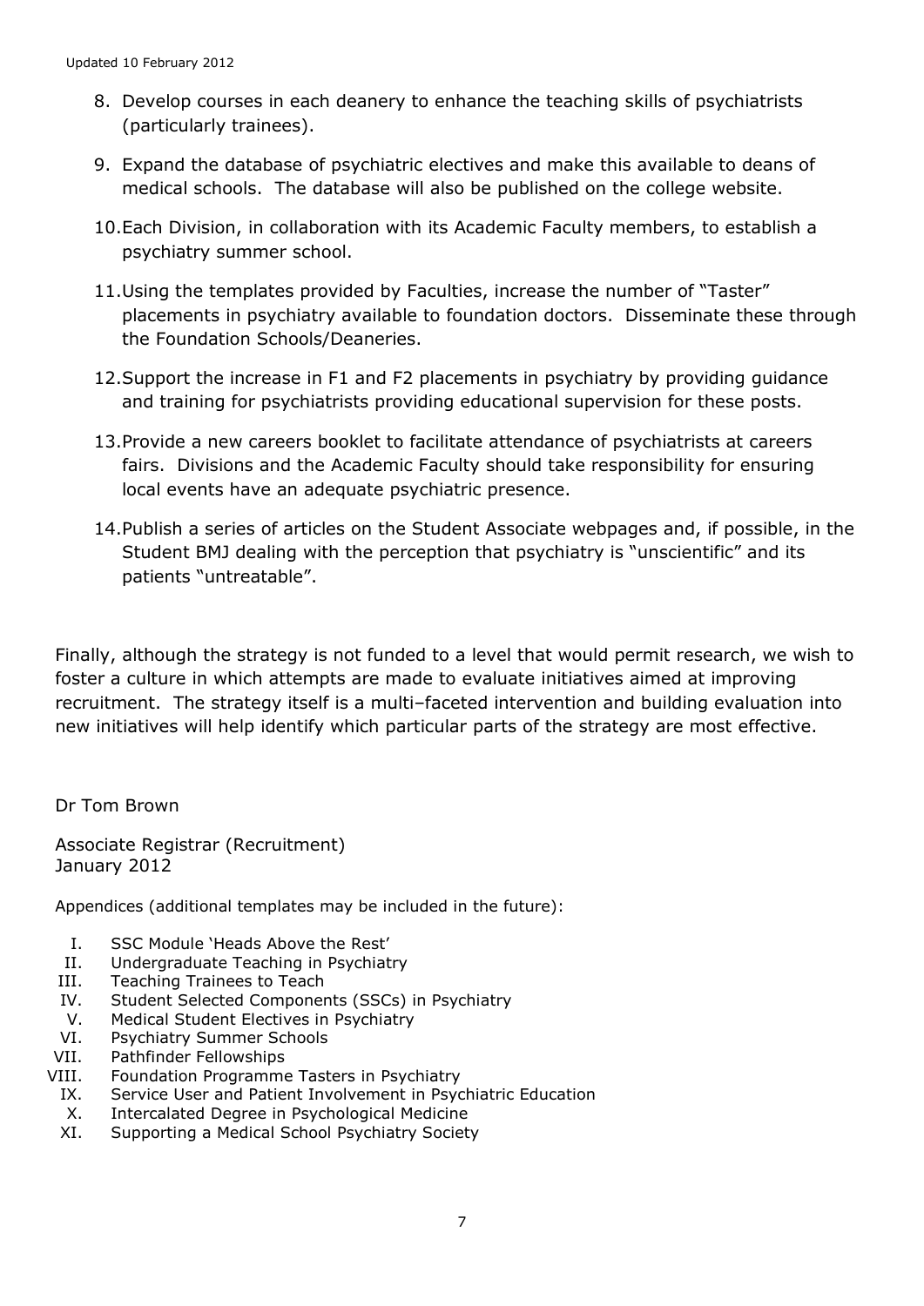8. Develop courses in each deanery to enhance the teaching skills of psychiatrists (particularly trainees).

9. Expand the database of psychiatric electives and make this available to deans of medical schools. The database will also be published on the college website.

10. Each Division, in collaboration with its Academic Faculty members, to establish a psychiatry summer school.

11. Using the templates provided by Faculties, increase the number of "Taster" placements in psychiatry available to foundation doctors. Disseminate these through the Foundation Schools/Deaneries.

12. Support the increase in F1 and F2 placements in psychiatry by providing guidance and training for psychiatrists providing educational supervision for these posts.

13. Provide a new careers booklet to facilitate attendance of psychiatrists at careers fairs. Divisions and the Academic Faculty should take responsibility for ensuring local events have an adequate psychiatric presence.

14. Publish a series of articles on the Student Associate webpages and, if possible, in the Student BMJ dealing with the perception that psychiatry is "unscientific" and its patients "untreatable".

Finally, although the strategy is not funded to a level that would permit research, we wish to foster a culture in which attempts are made to evaluate initiatives aimed at improving recruitment. The strategy itself is a multi–faceted intervention and building evaluation into new initiatives will help identify which particular parts of the strategy are most effective.

Dr Tom Brown

Associate Registrar (Recruitment)
January 2012

Appendices (additional templates may be included in the future):

I. SSC Module 'Heads Above the Rest'
II. Undergraduate Teaching in Psychiatry
III. Teaching Trainees to Teach
IV. Student Selected Components (SSCs) in Psychiatry
V. Medical Student Electives in Psychiatry
VI. Psychiatry Summer Schools
VII. Pathfinder Fellowships
VIII. Foundation Programme Tasters in Psychiatry
IX. Service User and Patient Involvement in Psychiatric Education
X. Intercalated Degree in Psychological Medicine
XI. Supporting a Medical School Psychiatry Society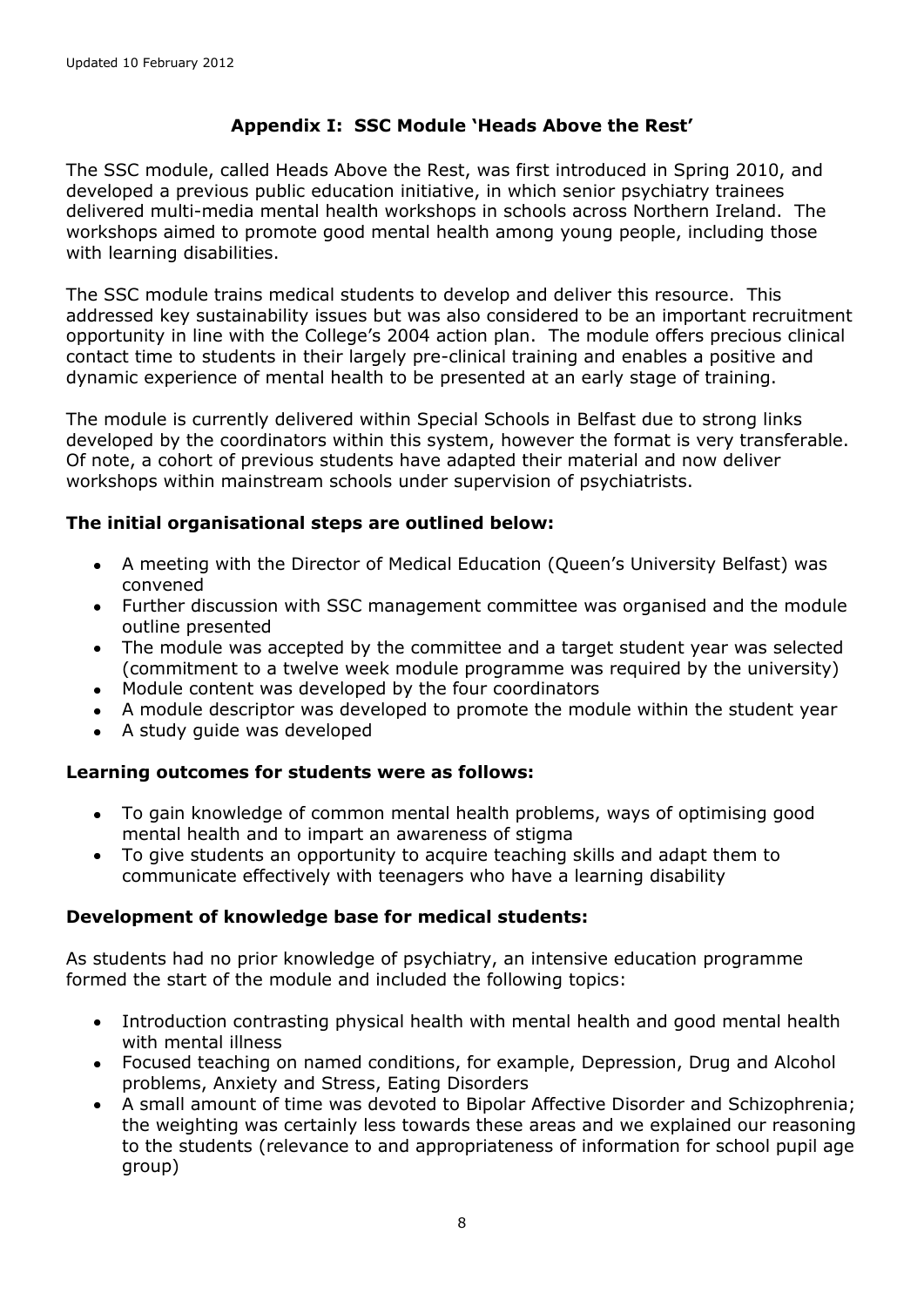## Appendix I: SSC Module 'Heads Above the Rest'

The SSC module, called Heads Above the Rest, was first introduced in Spring 2010, and developed a previous public education initiative, in which senior psychiatry trainees delivered multi-media mental health workshops in schools across Northern Ireland. The workshops aimed to promote good mental health among young people, including those with learning disabilities.

The SSC module trains medical students to develop and deliver this resource. This addressed key sustainability issues but was also considered to be an important recruitment opportunity in line with the College's 2004 action plan. The module offers precious clinical contact time to students in their largely pre-clinical training and enables a positive and dynamic experience of mental health to be presented at an early stage of training.

The module is currently delivered within Special Schools in Belfast due to strong links developed by the coordinators within this system, however the format is very transferable. Of note, a cohort of previous students have adapted their material and now deliver workshops within mainstream schools under supervision of psychiatrists.

### The initial organisational steps are outlined below:

- A meeting with the Director of Medical Education (Queen's University Belfast) was convened
- Further discussion with SSC management committee was organised and the module outline presented
- The module was accepted by the committee and a target student year was selected (commitment to a twelve week module programme was required by the university)
- Module content was developed by the four coordinators
- A module descriptor was developed to promote the module within the student year
- A study guide was developed

### Learning outcomes for students were as follows:

- To gain knowledge of common mental health problems, ways of optimising good mental health and to impart an awareness of stigma
- To give students an opportunity to acquire teaching skills and adapt them to communicate effectively with teenagers who have a learning disability

### Development of knowledge base for medical students:

As students had no prior knowledge of psychiatry, an intensive education programme formed the start of the module and included the following topics:

- Introduction contrasting physical health with mental health and good mental health with mental illness
- Focused teaching on named conditions, for example, Depression, Drug and Alcohol problems, Anxiety and Stress, Eating Disorders
- A small amount of time was devoted to Bipolar Affective Disorder and Schizophrenia; the weighting was certainly less towards these areas and we explained our reasoning to the students (relevance to and appropriateness of information for school pupil age group)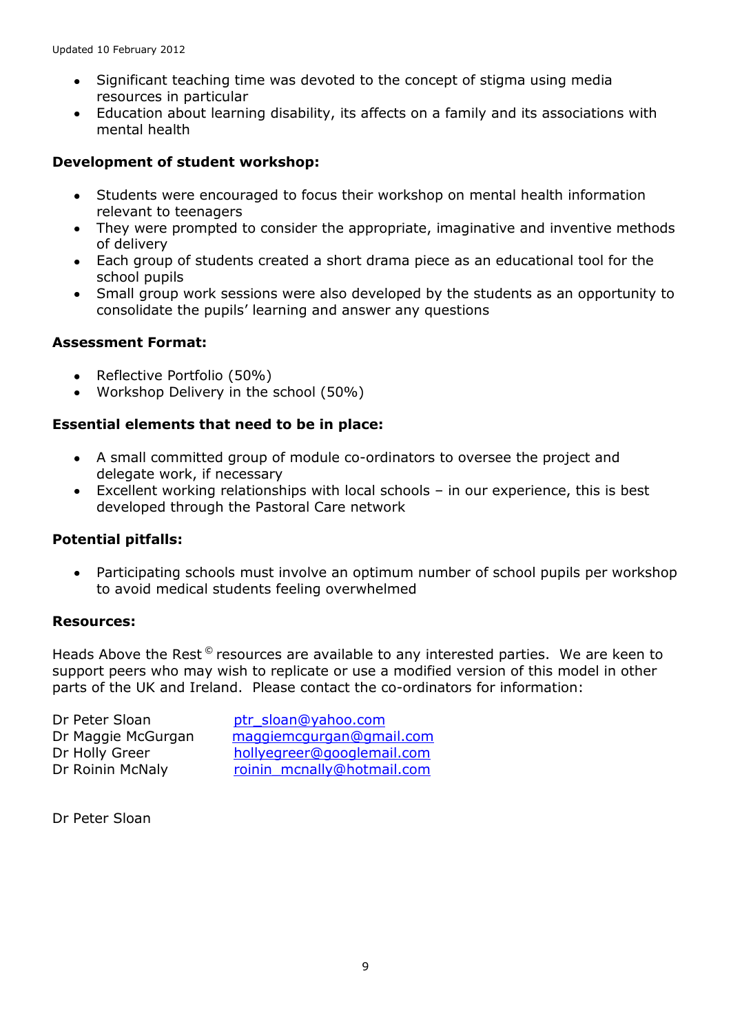- Significant teaching time was devoted to the concept of stigma using media resources in particular
- Education about learning disability, its affects on a family and its associations with mental health

**Development of student workshop:**

- Students were encouraged to focus their workshop on mental health information relevant to teenagers
- They were prompted to consider the appropriate, imaginative and inventive methods of delivery
- Each group of students created a short drama piece as an educational tool for the school pupils
- Small group work sessions were also developed by the students as an opportunity to consolidate the pupils' learning and answer any questions

**Assessment Format:**

- Reflective Portfolio (50%)
- Workshop Delivery in the school (50%)

**Essential elements that need to be in place:**

- A small committed group of module co-ordinators to oversee the project and delegate work, if necessary
- Excellent working relationships with local schools – in our experience, this is best developed through the Pastoral Care network

**Potential pitfalls:**

- Participating schools must involve an optimum number of school pupils per workshop to avoid medical students feeling overwhelmed

**Resources:**

Heads Above the Rest © resources are available to any interested parties. We are keen to support peers who may wish to replicate or use a modified version of this model in other parts of the UK and Ireland. Please contact the co-ordinators for information:

| | |
|---|---|
| Dr Peter Sloan | ptr_sloan@yahoo.com |
| Dr Maggie McGurgan | maggiemcgurgan@gmail.com |
| Dr Holly Greer | hollyegreer@googlemail.com |
| Dr Roinin McNaly | roinin_mcnally@hotmail.com |

Dr Peter Sloan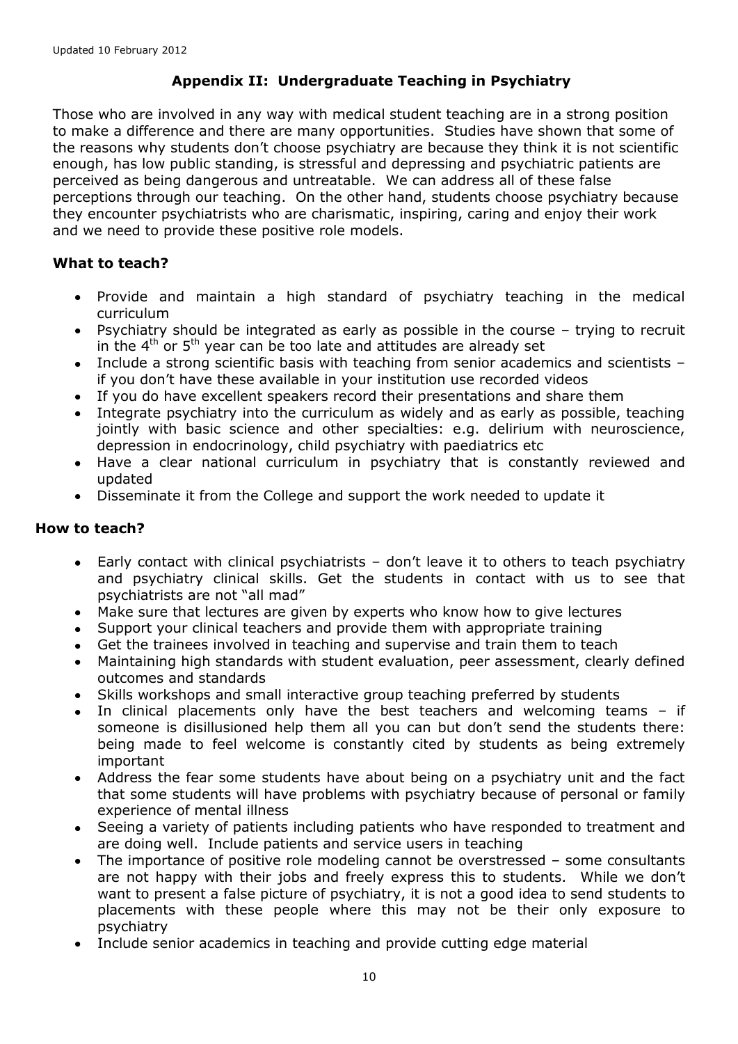## Appendix II: Undergraduate Teaching in Psychiatry

Those who are involved in any way with medical student teaching are in a strong position to make a difference and there are many opportunities. Studies have shown that some of the reasons why students don't choose psychiatry are because they think it is not scientific enough, has low public standing, is stressful and depressing and psychiatric patients are perceived as being dangerous and untreatable. We can address all of these false perceptions through our teaching. On the other hand, students choose psychiatry because they encounter psychiatrists who are charismatic, inspiring, caring and enjoy their work and we need to provide these positive role models.

### What to teach?

- Provide and maintain a high standard of psychiatry teaching in the medical curriculum
- Psychiatry should be integrated as early as possible in the course – trying to recruit in the 4th or 5th year can be too late and attitudes are already set
- Include a strong scientific basis with teaching from senior academics and scientists – if you don't have these available in your institution use recorded videos
- If you do have excellent speakers record their presentations and share them
- Integrate psychiatry into the curriculum as widely and as early as possible, teaching jointly with basic science and other specialties: e.g. delirium with neuroscience, depression in endocrinology, child psychiatry with paediatrics etc
- Have a clear national curriculum in psychiatry that is constantly reviewed and updated
- Disseminate it from the College and support the work needed to update it

### How to teach?

- Early contact with clinical psychiatrists – don't leave it to others to teach psychiatry and psychiatry clinical skills. Get the students in contact with us to see that psychiatrists are not "all mad"
- Make sure that lectures are given by experts who know how to give lectures
- Support your clinical teachers and provide them with appropriate training
- Get the trainees involved in teaching and supervise and train them to teach
- Maintaining high standards with student evaluation, peer assessment, clearly defined outcomes and standards
- Skills workshops and small interactive group teaching preferred by students
- In clinical placements only have the best teachers and welcoming teams – if someone is disillusioned help them all you can but don't send the students there: being made to feel welcome is constantly cited by students as being extremely important
- Address the fear some students have about being on a psychiatry unit and the fact that some students will have problems with psychiatry because of personal or family experience of mental illness
- Seeing a variety of patients including patients who have responded to treatment and are doing well. Include patients and service users in teaching
- The importance of positive role modeling cannot be overstressed – some consultants are not happy with their jobs and freely express this to students. While we don't want to present a false picture of psychiatry, it is not a good idea to send students to placements with these people where this may not be their only exposure to psychiatry
- Include senior academics in teaching and provide cutting edge material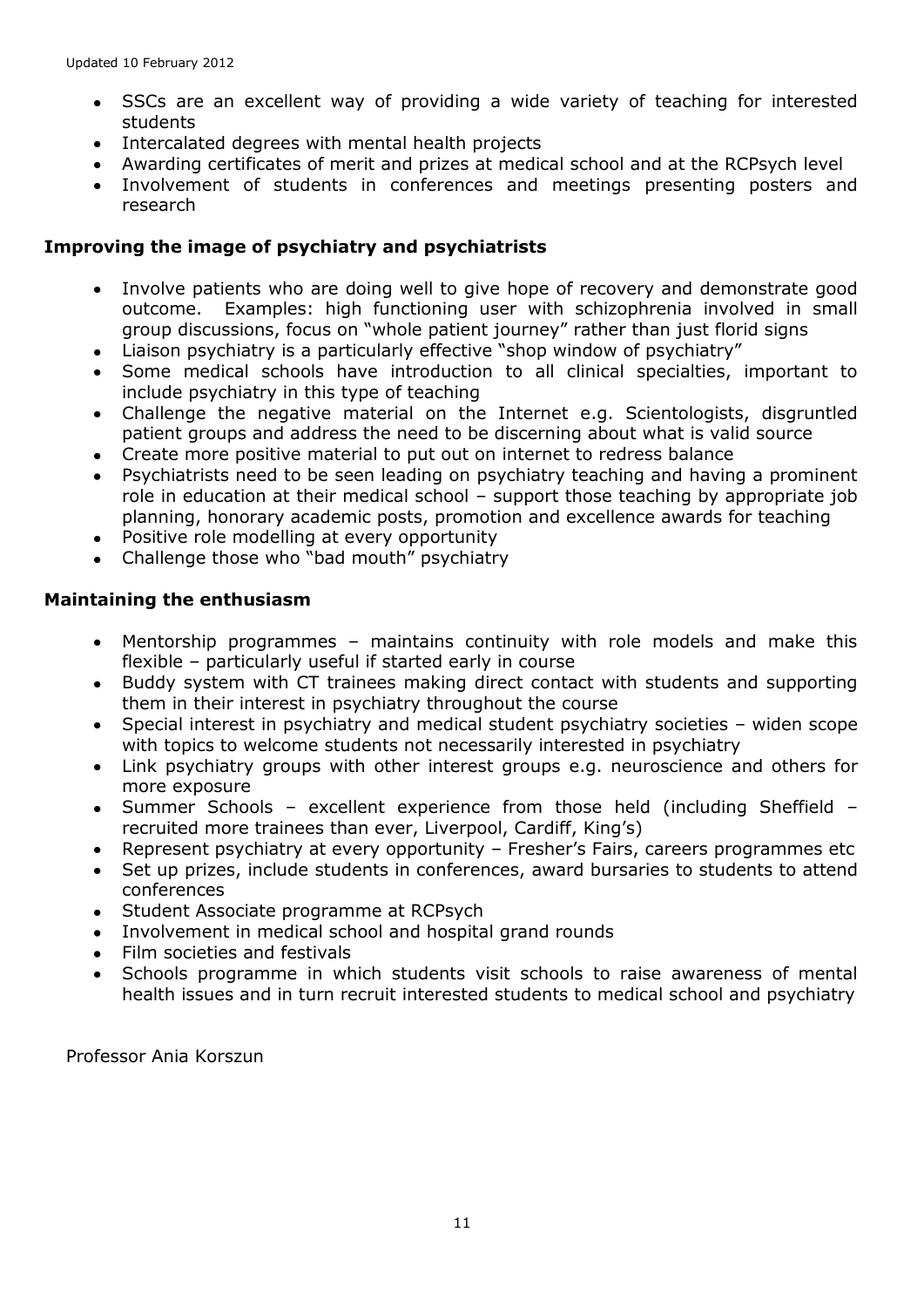- SSCs are an excellent way of providing a wide variety of teaching for interested students
- Intercalated degrees with mental health projects
- Awarding certificates of merit and prizes at medical school and at the RCPsych level
- Involvement of students in conferences and meetings presenting posters and research

**Improving the image of psychiatry and psychiatrists**

- Involve patients who are doing well to give hope of recovery and demonstrate good outcome. Examples: high functioning user with schizophrenia involved in small group discussions, focus on "whole patient journey" rather than just florid signs
- Liaison psychiatry is a particularly effective "shop window of psychiatry"
- Some medical schools have introduction to all clinical specialties, important to include psychiatry in this type of teaching
- Challenge the negative material on the Internet e.g. Scientologists, disgruntled patient groups and address the need to be discerning about what is valid source
- Create more positive material to put out on internet to redress balance
- Psychiatrists need to be seen leading on psychiatry teaching and having a prominent role in education at their medical school – support those teaching by appropriate job planning, honorary academic posts, promotion and excellence awards for teaching
- Positive role modelling at every opportunity
- Challenge those who "bad mouth" psychiatry

**Maintaining the enthusiasm**

- Mentorship programmes – maintains continuity with role models and make this flexible – particularly useful if started early in course
- Buddy system with CT trainees making direct contact with students and supporting them in their interest in psychiatry throughout the course
- Special interest in psychiatry and medical student psychiatry societies – widen scope with topics to welcome students not necessarily interested in psychiatry
- Link psychiatry groups with other interest groups e.g. neuroscience and others for more exposure
- Summer Schools – excellent experience from those held (including Sheffield – recruited more trainees than ever, Liverpool, Cardiff, King's)
- Represent psychiatry at every opportunity – Fresher's Fairs, careers programmes etc
- Set up prizes, include students in conferences, award bursaries to students to attend conferences
- Student Associate programme at RCPsych
- Involvement in medical school and hospital grand rounds
- Film societies and festivals
- Schools programme in which students visit schools to raise awareness of mental health issues and in turn recruit interested students to medical school and psychiatry

Professor Ania Korszun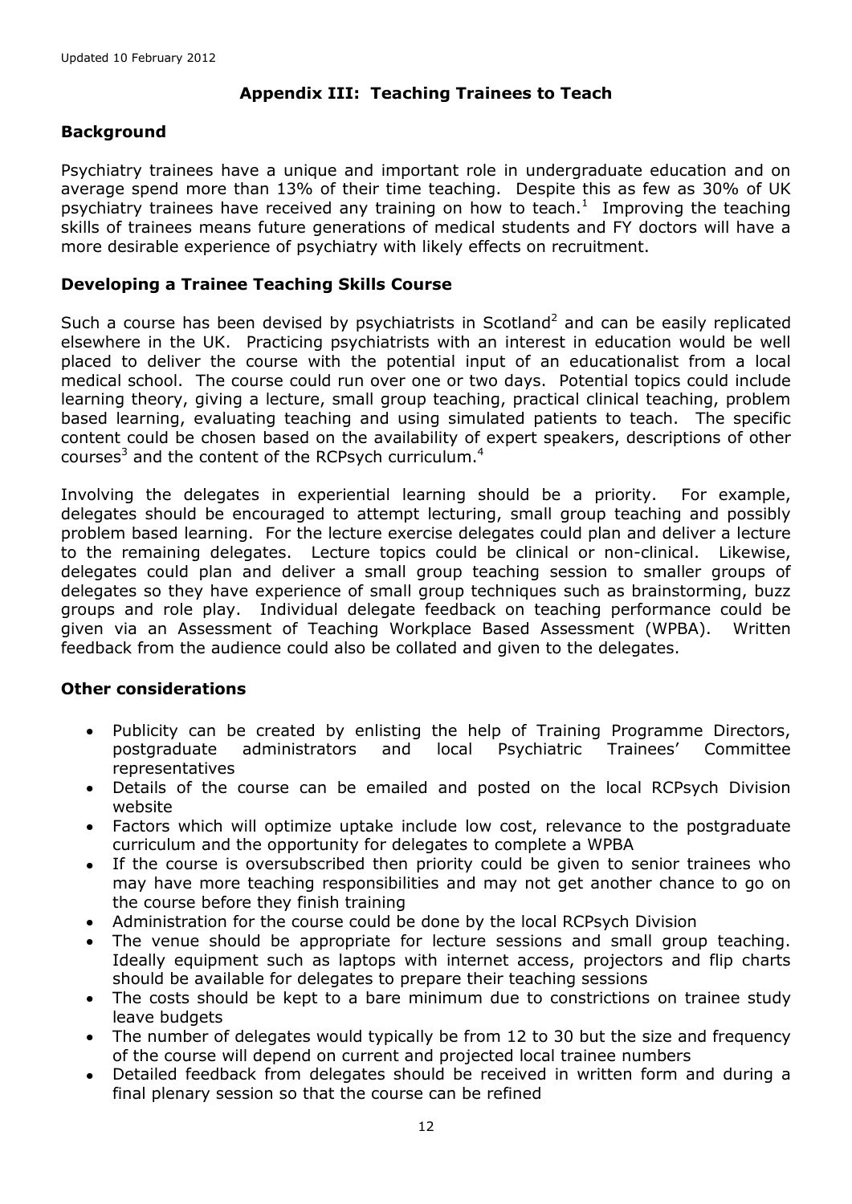## Appendix III: Teaching Trainees to Teach

### Background

Psychiatry trainees have a unique and important role in undergraduate education and on average spend more than 13% of their time teaching. Despite this as few as 30% of UK psychiatry trainees have received any training on how to teach.[1] Improving the teaching skills of trainees means future generations of medical students and FY doctors will have a more desirable experience of psychiatry with likely effects on recruitment.

### Developing a Trainee Teaching Skills Course

Such a course has been devised by psychiatrists in Scotland[2] and can be easily replicated elsewhere in the UK. Practicing psychiatrists with an interest in education would be well placed to deliver the course with the potential input of an educationalist from a local medical school. The course could run over one or two days. Potential topics could include learning theory, giving a lecture, small group teaching, practical clinical teaching, problem based learning, evaluating teaching and using simulated patients to teach. The specific content could be chosen based on the availability of expert speakers, descriptions of other courses[3] and the content of the RCPsych curriculum.[4]

Involving the delegates in experiential learning should be a priority. For example, delegates should be encouraged to attempt lecturing, small group teaching and possibly problem based learning. For the lecture exercise delegates could plan and deliver a lecture to the remaining delegates. Lecture topics could be clinical or non-clinical. Likewise, delegates could plan and deliver a small group teaching session to smaller groups of delegates so they have experience of small group techniques such as brainstorming, buzz groups and role play. Individual delegate feedback on teaching performance could be given via an Assessment of Teaching Workplace Based Assessment (WPBA). Written feedback from the audience could also be collated and given to the delegates.

### Other considerations

- Publicity can be created by enlisting the help of Training Programme Directors, postgraduate administrators and local Psychiatric Trainees' Committee representatives
- Details of the course can be emailed and posted on the local RCPsych Division website
- Factors which will optimize uptake include low cost, relevance to the postgraduate curriculum and the opportunity for delegates to complete a WPBA
- If the course is oversubscribed then priority could be given to senior trainees who may have more teaching responsibilities and may not get another chance to go on the course before they finish training
- Administration for the course could be done by the local RCPsych Division
- The venue should be appropriate for lecture sessions and small group teaching. Ideally equipment such as laptops with internet access, projectors and flip charts should be available for delegates to prepare their teaching sessions
- The costs should be kept to a bare minimum due to constrictions on trainee study leave budgets
- The number of delegates would typically be from 12 to 30 but the size and frequency of the course will depend on current and projected local trainee numbers
- Detailed feedback from delegates should be received in written form and during a final plenary session so that the course can be refined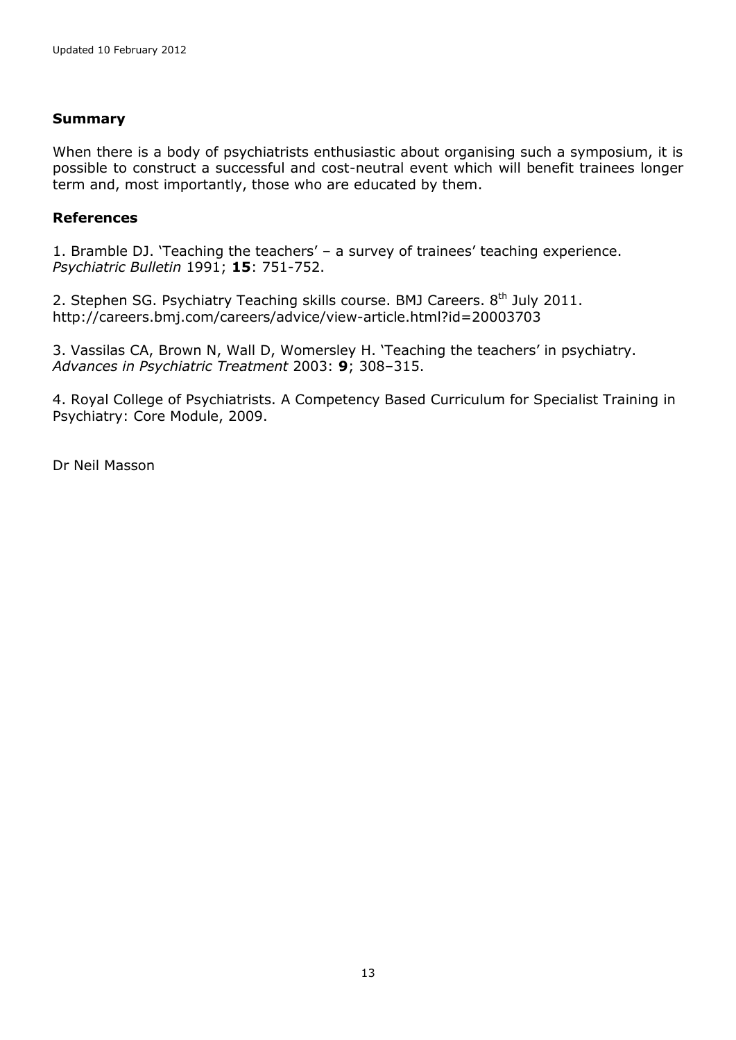## Summary

When there is a body of psychiatrists enthusiastic about organising such a symposium, it is possible to construct a successful and cost-neutral event which will benefit trainees longer term and, most importantly, those who are educated by them.

## References

1. Bramble DJ. 'Teaching the teachers' – a survey of trainees' teaching experience. *Psychiatric Bulletin* 1991; **15**: 751-752.

2. Stephen SG. Psychiatry Teaching skills course. BMJ Careers. 8th July 2011. http://careers.bmj.com/careers/advice/view-article.html?id=20003703

3. Vassilas CA, Brown N, Wall D, Womersley H. 'Teaching the teachers' in psychiatry. *Advances in Psychiatric Treatment* 2003: **9**; 308–315.

4. Royal College of Psychiatrists. A Competency Based Curriculum for Specialist Training in Psychiatry: Core Module, 2009.

Dr Neil Masson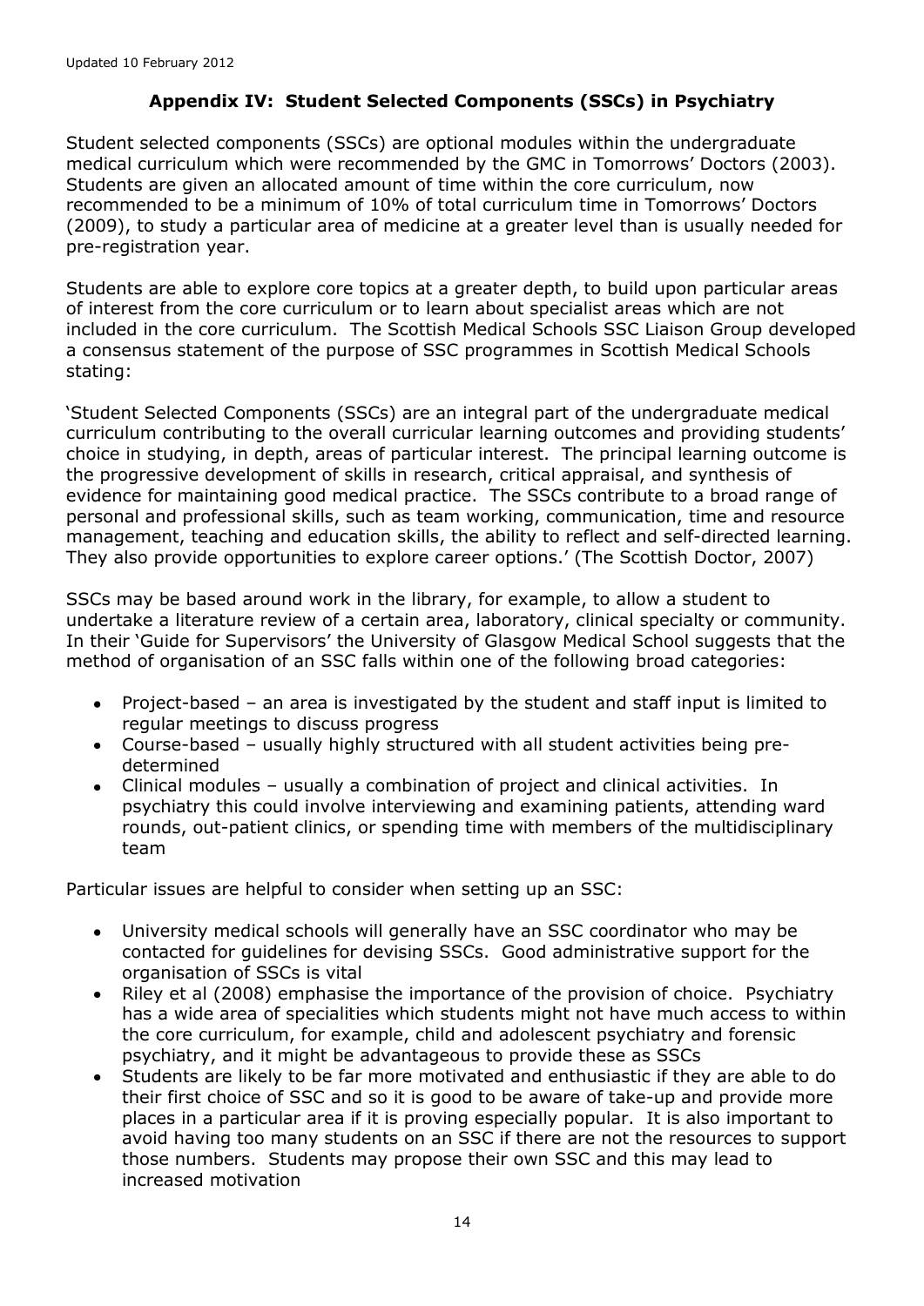## Appendix IV: Student Selected Components (SSCs) in Psychiatry

Student selected components (SSCs) are optional modules within the undergraduate medical curriculum which were recommended by the GMC in Tomorrows' Doctors (2003). Students are given an allocated amount of time within the core curriculum, now recommended to be a minimum of 10% of total curriculum time in Tomorrows' Doctors (2009), to study a particular area of medicine at a greater level than is usually needed for pre-registration year.

Students are able to explore core topics at a greater depth, to build upon particular areas of interest from the core curriculum or to learn about specialist areas which are not included in the core curriculum. The Scottish Medical Schools SSC Liaison Group developed a consensus statement of the purpose of SSC programmes in Scottish Medical Schools stating:

'Student Selected Components (SSCs) are an integral part of the undergraduate medical curriculum contributing to the overall curricular learning outcomes and providing students' choice in studying, in depth, areas of particular interest. The principal learning outcome is the progressive development of skills in research, critical appraisal, and synthesis of evidence for maintaining good medical practice. The SSCs contribute to a broad range of personal and professional skills, such as team working, communication, time and resource management, teaching and education skills, the ability to reflect and self-directed learning. They also provide opportunities to explore career options.' (The Scottish Doctor, 2007)

SSCs may be based around work in the library, for example, to allow a student to undertake a literature review of a certain area, laboratory, clinical specialty or community. In their 'Guide for Supervisors' the University of Glasgow Medical School suggests that the method of organisation of an SSC falls within one of the following broad categories:

- Project-based – an area is investigated by the student and staff input is limited to regular meetings to discuss progress
- Course-based – usually highly structured with all student activities being pre-determined
- Clinical modules – usually a combination of project and clinical activities. In psychiatry this could involve interviewing and examining patients, attending ward rounds, out-patient clinics, or spending time with members of the multidisciplinary team

Particular issues are helpful to consider when setting up an SSC:

- University medical schools will generally have an SSC coordinator who may be contacted for guidelines for devising SSCs. Good administrative support for the organisation of SSCs is vital
- Riley et al (2008) emphasise the importance of the provision of choice. Psychiatry has a wide area of specialities which students might not have much access to within the core curriculum, for example, child and adolescent psychiatry and forensic psychiatry, and it might be advantageous to provide these as SSCs
- Students are likely to be far more motivated and enthusiastic if they are able to do their first choice of SSC and so it is good to be aware of take-up and provide more places in a particular area if it is proving especially popular. It is also important to avoid having too many students on an SSC if there are not the resources to support those numbers. Students may propose their own SSC and this may lead to increased motivation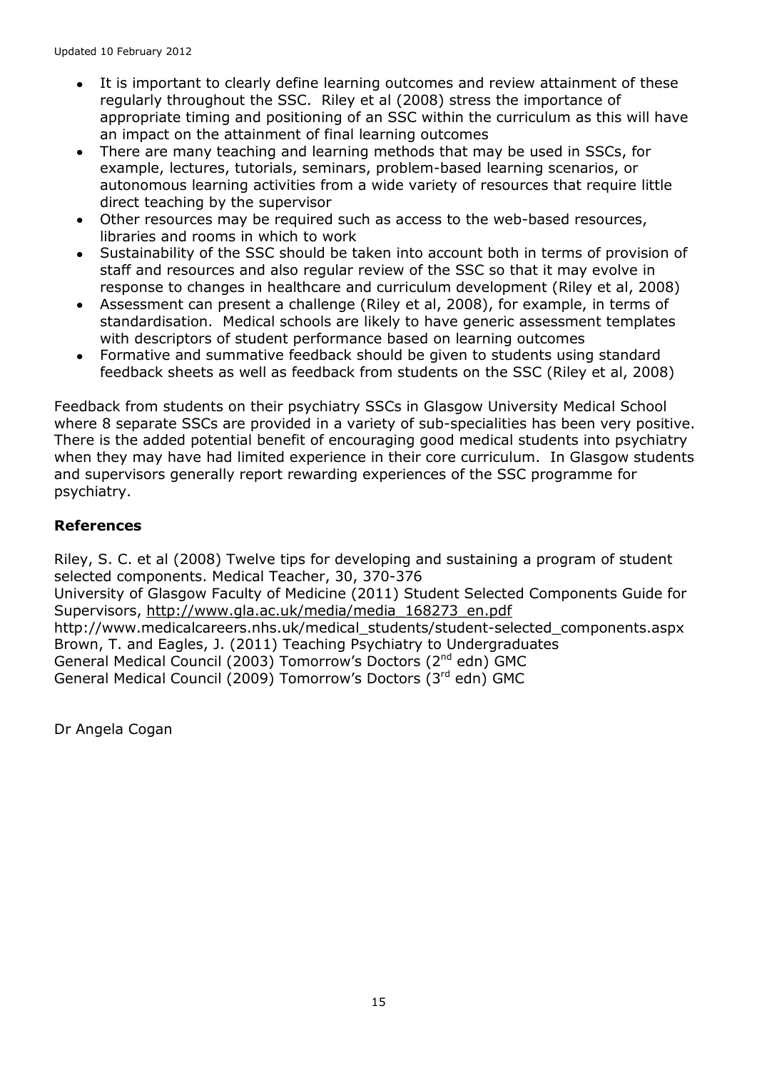- It is important to clearly define learning outcomes and review attainment of these regularly throughout the SSC. Riley et al (2008) stress the importance of appropriate timing and positioning of an SSC within the curriculum as this will have an impact on the attainment of final learning outcomes
- There are many teaching and learning methods that may be used in SSCs, for example, lectures, tutorials, seminars, problem-based learning scenarios, or autonomous learning activities from a wide variety of resources that require little direct teaching by the supervisor
- Other resources may be required such as access to the web-based resources, libraries and rooms in which to work
- Sustainability of the SSC should be taken into account both in terms of provision of staff and resources and also regular review of the SSC so that it may evolve in response to changes in healthcare and curriculum development (Riley et al, 2008)
- Assessment can present a challenge (Riley et al, 2008), for example, in terms of standardisation. Medical schools are likely to have generic assessment templates with descriptors of student performance based on learning outcomes
- Formative and summative feedback should be given to students using standard feedback sheets as well as feedback from students on the SSC (Riley et al, 2008)

Feedback from students on their psychiatry SSCs in Glasgow University Medical School where 8 separate SSCs are provided in a variety of sub-specialities has been very positive. There is the added potential benefit of encouraging good medical students into psychiatry when they may have had limited experience in their core curriculum. In Glasgow students and supervisors generally report rewarding experiences of the SSC programme for psychiatry.

## References

Riley, S. C. et al (2008) Twelve tips for developing and sustaining a program of student selected components. Medical Teacher, 30, 370-376
University of Glasgow Faculty of Medicine (2011) Student Selected Components Guide for Supervisors, http://www.gla.ac.uk/media/media_168273_en.pdf
http://www.medicalcareers.nhs.uk/medical_students/student-selected_components.aspx
Brown, T. and Eagles, J. (2011) Teaching Psychiatry to Undergraduates
General Medical Council (2003) Tomorrow's Doctors (2nd edn) GMC
General Medical Council (2009) Tomorrow's Doctors (3rd edn) GMC

Dr Angela Cogan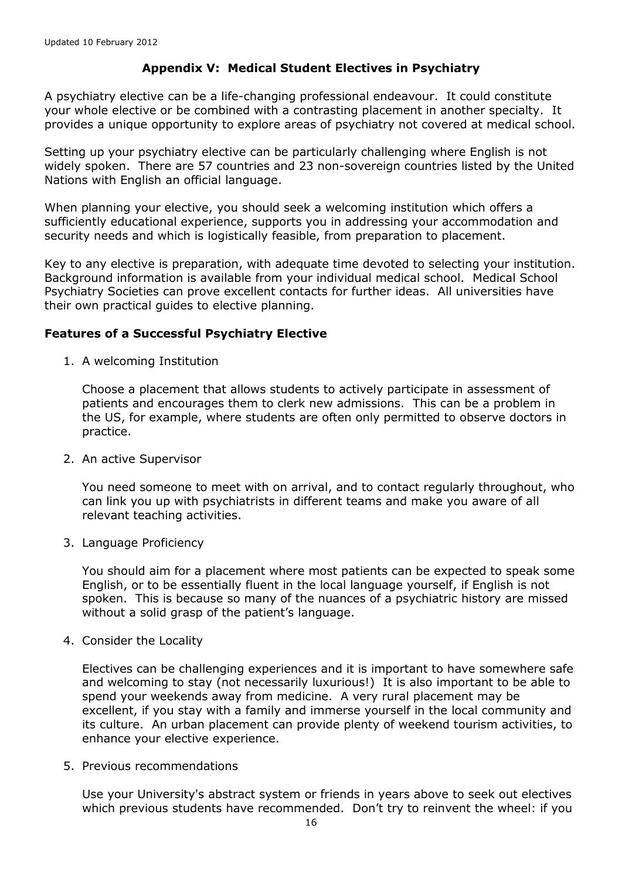## Appendix V: Medical Student Electives in Psychiatry

A psychiatry elective can be a life-changing professional endeavour. It could constitute your whole elective or be combined with a contrasting placement in another specialty. It provides a unique opportunity to explore areas of psychiatry not covered at medical school.

Setting up your psychiatry elective can be particularly challenging where English is not widely spoken. There are 57 countries and 23 non-sovereign countries listed by the United Nations with English an official language.

When planning your elective, you should seek a welcoming institution which offers a sufficiently educational experience, supports you in addressing your accommodation and security needs and which is logistically feasible, from preparation to placement.

Key to any elective is preparation, with adequate time devoted to selecting your institution. Background information is available from your individual medical school. Medical School Psychiatry Societies can prove excellent contacts for further ideas. All universities have their own practical guides to elective planning.

### Features of a Successful Psychiatry Elective

1. A welcoming Institution

   Choose a placement that allows students to actively participate in assessment of patients and encourages them to clerk new admissions. This can be a problem in the US, for example, where students are often only permitted to observe doctors in practice.

2. An active Supervisor

   You need someone to meet with on arrival, and to contact regularly throughout, who can link you up with psychiatrists in different teams and make you aware of all relevant teaching activities.

3. Language Proficiency

   You should aim for a placement where most patients can be expected to speak some English, or to be essentially fluent in the local language yourself, if English is not spoken. This is because so many of the nuances of a psychiatric history are missed without a solid grasp of the patient's language.

4. Consider the Locality

   Electives can be challenging experiences and it is important to have somewhere safe and welcoming to stay (not necessarily luxurious!) It is also important to be able to spend your weekends away from medicine. A very rural placement may be excellent, if you stay with a family and immerse yourself in the local community and its culture. An urban placement can provide plenty of weekend tourism activities, to enhance your elective experience.

5. Previous recommendations

   Use your University's abstract system or friends in years above to seek out electives which previous students have recommended. Don't try to reinvent the wheel: if you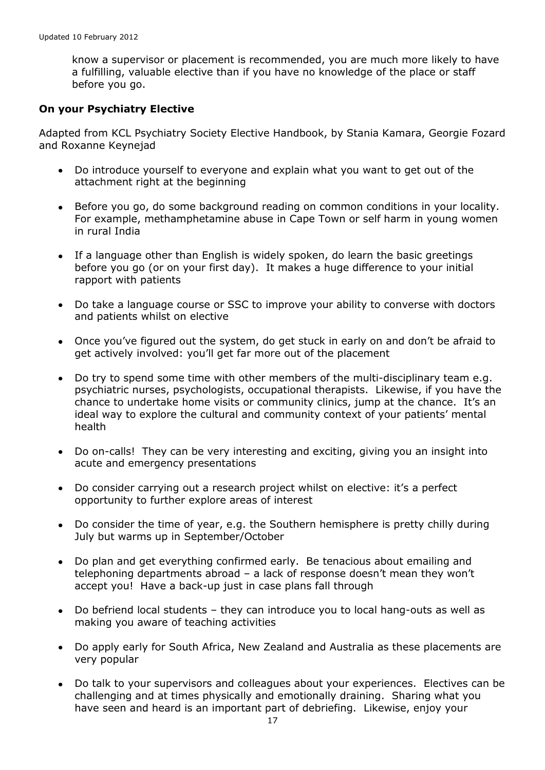know a supervisor or placement is recommended, you are much more likely to have a fulfilling, valuable elective than if you have no knowledge of the place or staff before you go.

**On your Psychiatry Elective**

Adapted from KCL Psychiatry Society Elective Handbook, by Stania Kamara, Georgie Fozard and Roxanne Keynejad

- Do introduce yourself to everyone and explain what you want to get out of the attachment right at the beginning
- Before you go, do some background reading on common conditions in your locality. For example, methamphetamine abuse in Cape Town or self harm in young women in rural India
- If a language other than English is widely spoken, do learn the basic greetings before you go (or on your first day). It makes a huge difference to your initial rapport with patients
- Do take a language course or SSC to improve your ability to converse with doctors and patients whilst on elective
- Once you've figured out the system, do get stuck in early on and don't be afraid to get actively involved: you'll get far more out of the placement
- Do try to spend some time with other members of the multi-disciplinary team e.g. psychiatric nurses, psychologists, occupational therapists. Likewise, if you have the chance to undertake home visits or community clinics, jump at the chance. It's an ideal way to explore the cultural and community context of your patients' mental health
- Do on-calls! They can be very interesting and exciting, giving you an insight into acute and emergency presentations
- Do consider carrying out a research project whilst on elective: it's a perfect opportunity to further explore areas of interest
- Do consider the time of year, e.g. the Southern hemisphere is pretty chilly during July but warms up in September/October
- Do plan and get everything confirmed early. Be tenacious about emailing and telephoning departments abroad – a lack of response doesn't mean they won't accept you! Have a back-up just in case plans fall through
- Do befriend local students – they can introduce you to local hang-outs as well as making you aware of teaching activities
- Do apply early for South Africa, New Zealand and Australia as these placements are very popular
- Do talk to your supervisors and colleagues about your experiences. Electives can be challenging and at times physically and emotionally draining. Sharing what you have seen and heard is an important part of debriefing. Likewise, enjoy your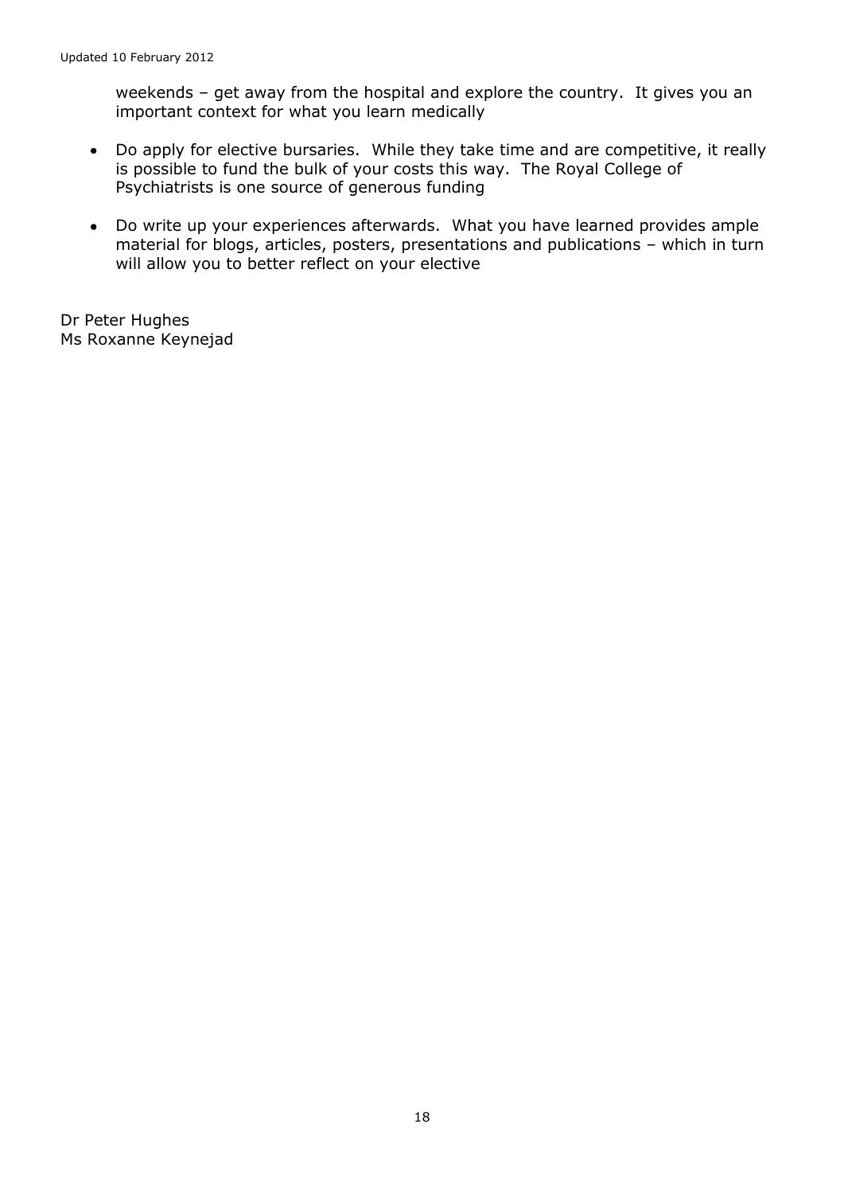weekends – get away from the hospital and explore the country. It gives you an important context for what you learn medically

- Do apply for elective bursaries. While they take time and are competitive, it really is possible to fund the bulk of your costs this way. The Royal College of Psychiatrists is one source of generous funding

- Do write up your experiences afterwards. What you have learned provides ample material for blogs, articles, posters, presentations and publications – which in turn will allow you to better reflect on your elective

Dr Peter Hughes
Ms Roxanne Keynejad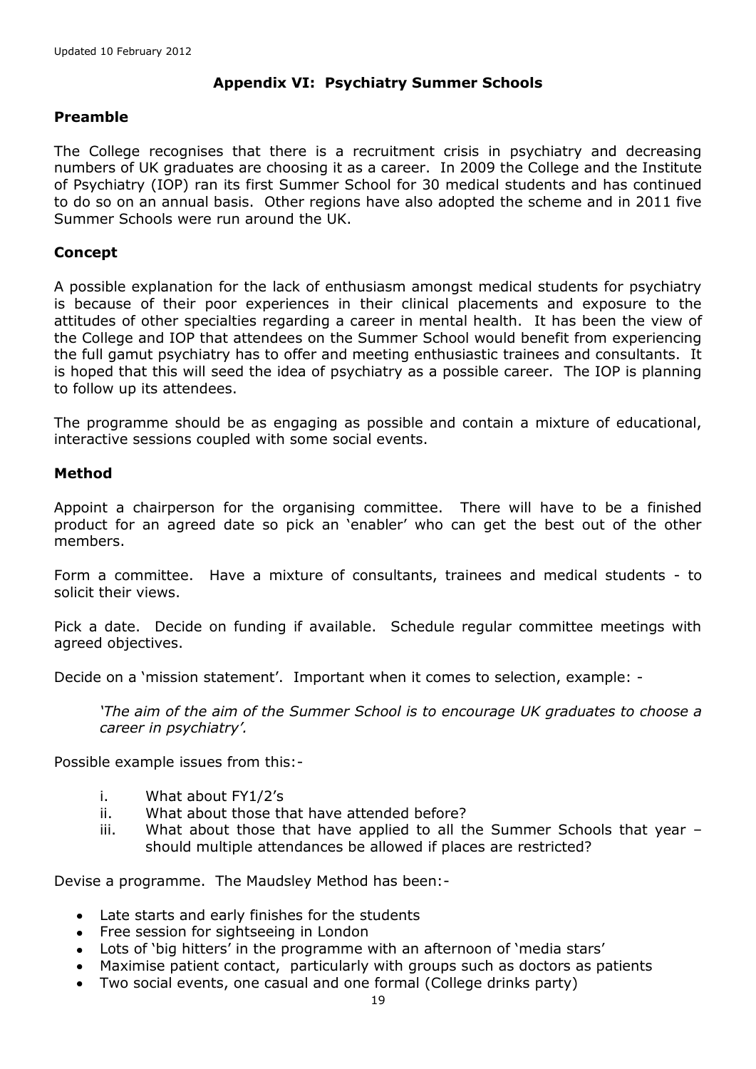Updated 10 February 2012

## Appendix VI: Psychiatry Summer Schools

### Preamble

The College recognises that there is a recruitment crisis in psychiatry and decreasing numbers of UK graduates are choosing it as a career. In 2009 the College and the Institute of Psychiatry (IOP) ran its first Summer School for 30 medical students and has continued to do so on an annual basis. Other regions have also adopted the scheme and in 2011 five Summer Schools were run around the UK.

### Concept

A possible explanation for the lack of enthusiasm amongst medical students for psychiatry is because of their poor experiences in their clinical placements and exposure to the attitudes of other specialties regarding a career in mental health. It has been the view of the College and IOP that attendees on the Summer School would benefit from experiencing the full gamut psychiatry has to offer and meeting enthusiastic trainees and consultants. It is hoped that this will seed the idea of psychiatry as a possible career. The IOP is planning to follow up its attendees.

The programme should be as engaging as possible and contain a mixture of educational, interactive sessions coupled with some social events.

### Method

Appoint a chairperson for the organising committee. There will have to be a finished product for an agreed date so pick an 'enabler' who can get the best out of the other members.

Form a committee. Have a mixture of consultants, trainees and medical students - to solicit their views.

Pick a date. Decide on funding if available. Schedule regular committee meetings with agreed objectives.

Decide on a 'mission statement'. Important when it comes to selection, example: -

> *'The aim of the aim of the Summer School is to encourage UK graduates to choose a career in psychiatry'.*

Possible example issues from this:-

- i. What about FY1/2's
- ii. What about those that have attended before?
- iii. What about those that have applied to all the Summer Schools that year – should multiple attendances be allowed if places are restricted?

Devise a programme. The Maudsley Method has been:-

- Late starts and early finishes for the students
- Free session for sightseeing in London
- Lots of 'big hitters' in the programme with an afternoon of 'media stars'
- Maximise patient contact, particularly with groups such as doctors as patients
- Two social events, one casual and one formal (College drinks party)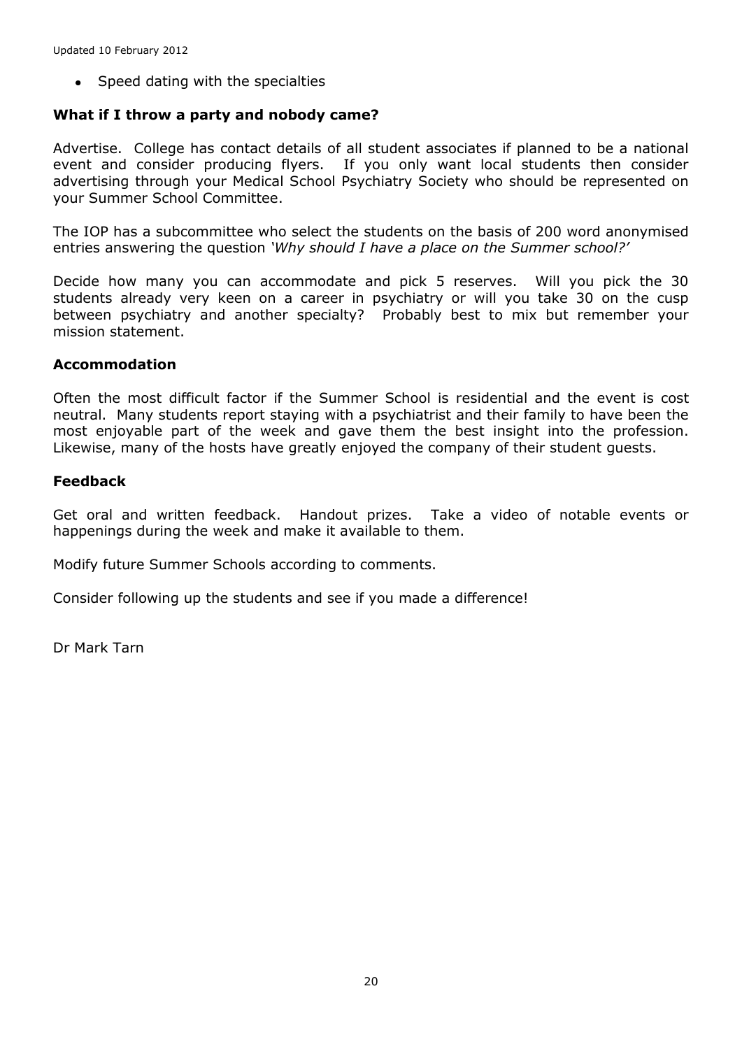- Speed dating with the specialties

**What if I throw a party and nobody came?**

Advertise. College has contact details of all student associates if planned to be a national event and consider producing flyers. If you only want local students then consider advertising through your Medical School Psychiatry Society who should be represented on your Summer School Committee.

The IOP has a subcommittee who select the students on the basis of 200 word anonymised entries answering the question *'Why should I have a place on the Summer school?'*

Decide how many you can accommodate and pick 5 reserves. Will you pick the 30 students already very keen on a career in psychiatry or will you take 30 on the cusp between psychiatry and another specialty? Probably best to mix but remember your mission statement.

**Accommodation**

Often the most difficult factor if the Summer School is residential and the event is cost neutral. Many students report staying with a psychiatrist and their family to have been the most enjoyable part of the week and gave them the best insight into the profession. Likewise, many of the hosts have greatly enjoyed the company of their student guests.

**Feedback**

Get oral and written feedback. Handout prizes. Take a video of notable events or happenings during the week and make it available to them.

Modify future Summer Schools according to comments.

Consider following up the students and see if you made a difference!

Dr Mark Tarn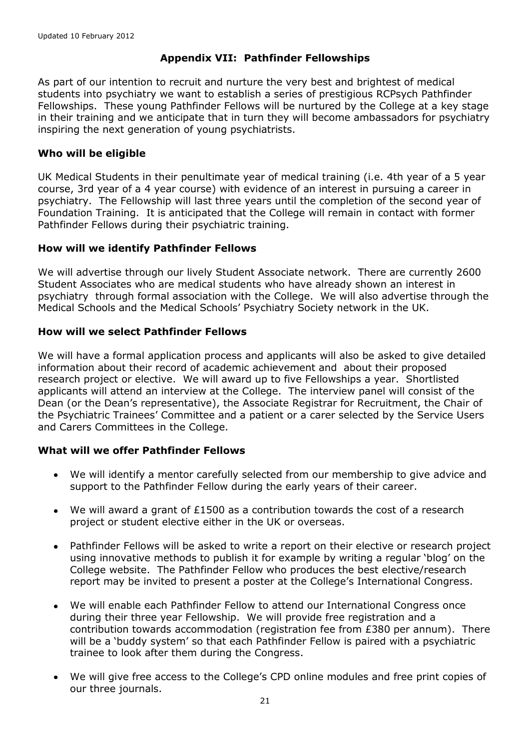## Appendix VII: Pathfinder Fellowships

As part of our intention to recruit and nurture the very best and brightest of medical students into psychiatry we want to establish a series of prestigious RCPsych Pathfinder Fellowships. These young Pathfinder Fellows will be nurtured by the College at a key stage in their training and we anticipate that in turn they will become ambassadors for psychiatry inspiring the next generation of young psychiatrists.

### Who will be eligible

UK Medical Students in their penultimate year of medical training (i.e. 4th year of a 5 year course, 3rd year of a 4 year course) with evidence of an interest in pursuing a career in psychiatry. The Fellowship will last three years until the completion of the second year of Foundation Training. It is anticipated that the College will remain in contact with former Pathfinder Fellows during their psychiatric training.

### How will we identify Pathfinder Fellows

We will advertise through our lively Student Associate network. There are currently 2600 Student Associates who are medical students who have already shown an interest in psychiatry through formal association with the College. We will also advertise through the Medical Schools and the Medical Schools' Psychiatry Society network in the UK.

### How will we select Pathfinder Fellows

We will have a formal application process and applicants will also be asked to give detailed information about their record of academic achievement and about their proposed research project or elective. We will award up to five Fellowships a year. Shortlisted applicants will attend an interview at the College. The interview panel will consist of the Dean (or the Dean's representative), the Associate Registrar for Recruitment, the Chair of the Psychiatric Trainees' Committee and a patient or a carer selected by the Service Users and Carers Committees in the College.

### What will we offer Pathfinder Fellows

- We will identify a mentor carefully selected from our membership to give advice and support to the Pathfinder Fellow during the early years of their career.
- We will award a grant of £1500 as a contribution towards the cost of a research project or student elective either in the UK or overseas.
- Pathfinder Fellows will be asked to write a report on their elective or research project using innovative methods to publish it for example by writing a regular 'blog' on the College website. The Pathfinder Fellow who produces the best elective/research report may be invited to present a poster at the College's International Congress.
- We will enable each Pathfinder Fellow to attend our International Congress once during their three year Fellowship. We will provide free registration and a contribution towards accommodation (registration fee from £380 per annum). There will be a 'buddy system' so that each Pathfinder Fellow is paired with a psychiatric trainee to look after them during the Congress.
- We will give free access to the College's CPD online modules and free print copies of our three journals.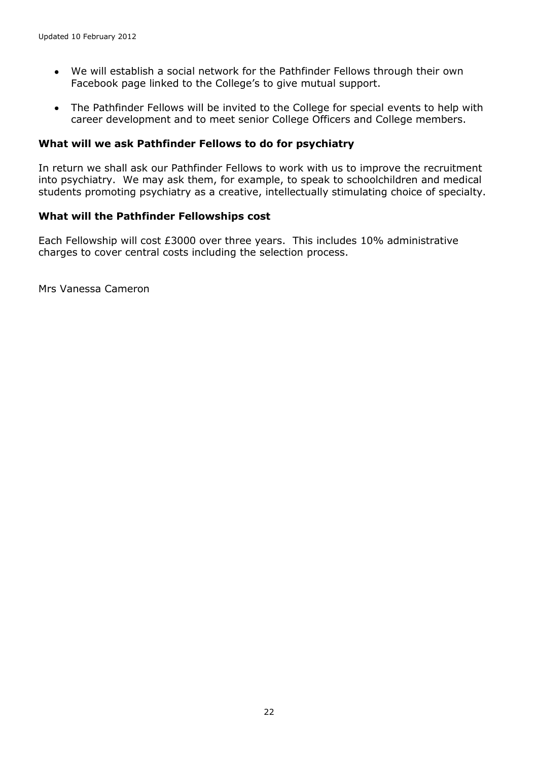- We will establish a social network for the Pathfinder Fellows through their own Facebook page linked to the College's to give mutual support.
- The Pathfinder Fellows will be invited to the College for special events to help with career development and to meet senior College Officers and College members.

### What will we ask Pathfinder Fellows to do for psychiatry

In return we shall ask our Pathfinder Fellows to work with us to improve the recruitment into psychiatry. We may ask them, for example, to speak to schoolchildren and medical students promoting psychiatry as a creative, intellectually stimulating choice of specialty.

### What will the Pathfinder Fellowships cost

Each Fellowship will cost £3000 over three years. This includes 10% administrative charges to cover central costs including the selection process.

Mrs Vanessa Cameron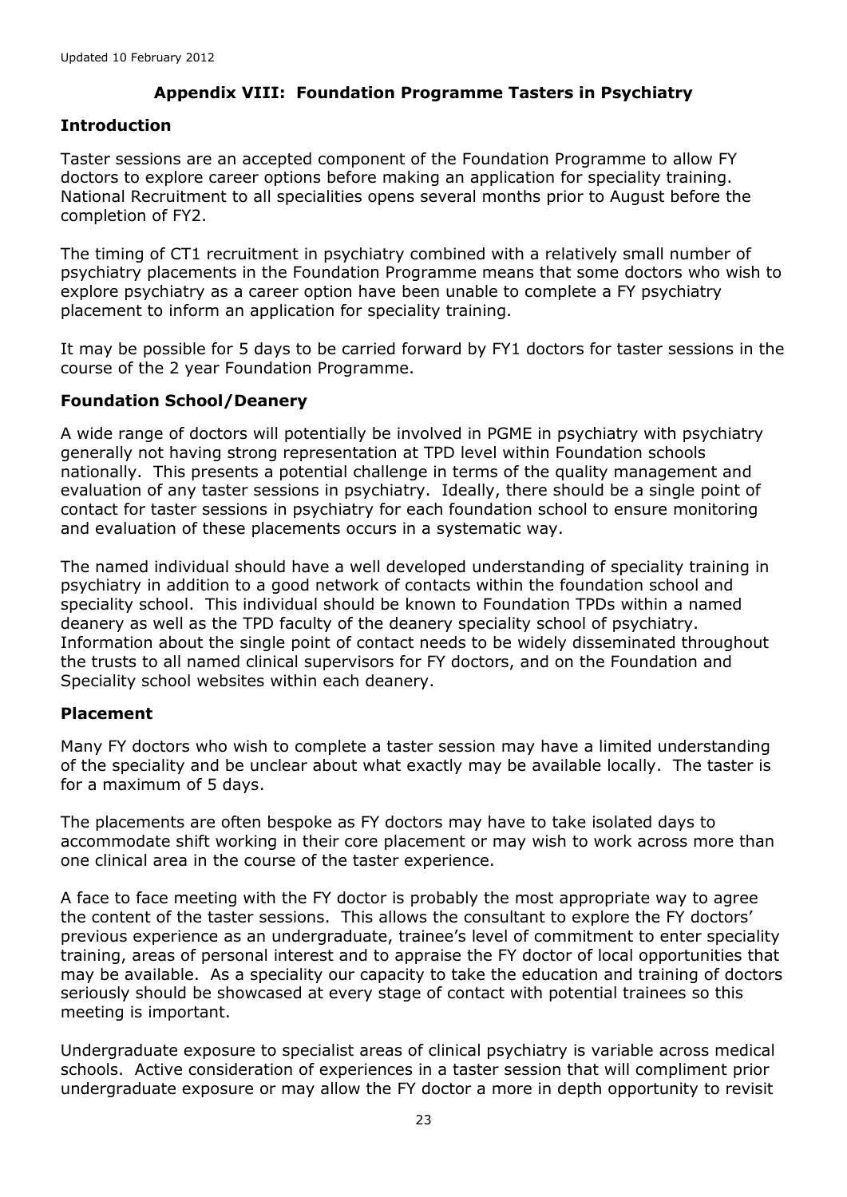## Appendix VIII: Foundation Programme Tasters in Psychiatry

### Introduction

Taster sessions are an accepted component of the Foundation Programme to allow FY doctors to explore career options before making an application for speciality training. National Recruitment to all specialities opens several months prior to August before the completion of FY2.

The timing of CT1 recruitment in psychiatry combined with a relatively small number of psychiatry placements in the Foundation Programme means that some doctors who wish to explore psychiatry as a career option have been unable to complete a FY psychiatry placement to inform an application for speciality training.

It may be possible for 5 days to be carried forward by FY1 doctors for taster sessions in the course of the 2 year Foundation Programme.

### Foundation School/Deanery

A wide range of doctors will potentially be involved in PGME in psychiatry with psychiatry generally not having strong representation at TPD level within Foundation schools nationally. This presents a potential challenge in terms of the quality management and evaluation of any taster sessions in psychiatry. Ideally, there should be a single point of contact for taster sessions in psychiatry for each foundation school to ensure monitoring and evaluation of these placements occurs in a systematic way.

The named individual should have a well developed understanding of speciality training in psychiatry in addition to a good network of contacts within the foundation school and speciality school. This individual should be known to Foundation TPDs within a named deanery as well as the TPD faculty of the deanery speciality school of psychiatry. Information about the single point of contact needs to be widely disseminated throughout the trusts to all named clinical supervisors for FY doctors, and on the Foundation and Speciality school websites within each deanery.

### Placement

Many FY doctors who wish to complete a taster session may have a limited understanding of the speciality and be unclear about what exactly may be available locally. The taster is for a maximum of 5 days.

The placements are often bespoke as FY doctors may have to take isolated days to accommodate shift working in their core placement or may wish to work across more than one clinical area in the course of the taster experience.

A face to face meeting with the FY doctor is probably the most appropriate way to agree the content of the taster sessions. This allows the consultant to explore the FY doctors' previous experience as an undergraduate, trainee's level of commitment to enter speciality training, areas of personal interest and to appraise the FY doctor of local opportunities that may be available. As a speciality our capacity to take the education and training of doctors seriously should be showcased at every stage of contact with potential trainees so this meeting is important.

Undergraduate exposure to specialist areas of clinical psychiatry is variable across medical schools. Active consideration of experiences in a taster session that will compliment prior undergraduate exposure or may allow the FY doctor a more in depth opportunity to revisit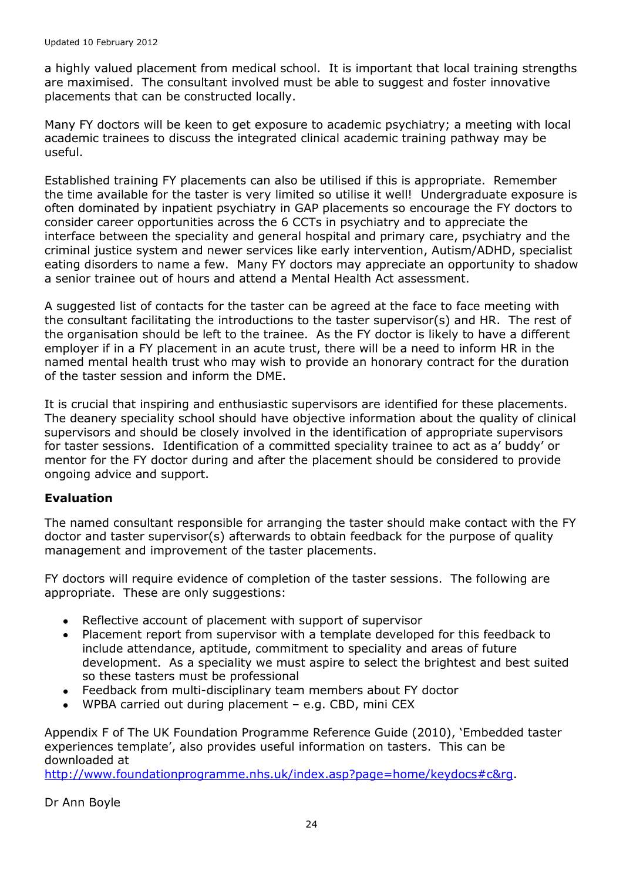a highly valued placement from medical school. It is important that local training strengths are maximised. The consultant involved must be able to suggest and foster innovative placements that can be constructed locally.

Many FY doctors will be keen to get exposure to academic psychiatry; a meeting with local academic trainees to discuss the integrated clinical academic training pathway may be useful.

Established training FY placements can also be utilised if this is appropriate. Remember the time available for the taster is very limited so utilise it well! Undergraduate exposure is often dominated by inpatient psychiatry in GAP placements so encourage the FY doctors to consider career opportunities across the 6 CCTs in psychiatry and to appreciate the interface between the speciality and general hospital and primary care, psychiatry and the criminal justice system and newer services like early intervention, Autism/ADHD, specialist eating disorders to name a few. Many FY doctors may appreciate an opportunity to shadow a senior trainee out of hours and attend a Mental Health Act assessment.

A suggested list of contacts for the taster can be agreed at the face to face meeting with the consultant facilitating the introductions to the taster supervisor(s) and HR. The rest of the organisation should be left to the trainee. As the FY doctor is likely to have a different employer if in a FY placement in an acute trust, there will be a need to inform HR in the named mental health trust who may wish to provide an honorary contract for the duration of the taster session and inform the DME.

It is crucial that inspiring and enthusiastic supervisors are identified for these placements. The deanery speciality school should have objective information about the quality of clinical supervisors and should be closely involved in the identification of appropriate supervisors for taster sessions. Identification of a committed speciality trainee to act as a' buddy' or mentor for the FY doctor during and after the placement should be considered to provide ongoing advice and support.

**Evaluation**

The named consultant responsible for arranging the taster should make contact with the FY doctor and taster supervisor(s) afterwards to obtain feedback for the purpose of quality management and improvement of the taster placements.

FY doctors will require evidence of completion of the taster sessions. The following are appropriate. These are only suggestions:

- Reflective account of placement with support of supervisor
- Placement report from supervisor with a template developed for this feedback to include attendance, aptitude, commitment to speciality and areas of future development. As a speciality we must aspire to select the brightest and best suited so these tasters must be professional
- Feedback from multi-disciplinary team members about FY doctor
- WPBA carried out during placement – e.g. CBD, mini CEX

Appendix F of The UK Foundation Programme Reference Guide (2010), 'Embedded taster experiences template', also provides useful information on tasters. This can be downloaded at http://www.foundationprogramme.nhs.uk/index.asp?page=home/keydocs#c&rg.

Dr Ann Boyle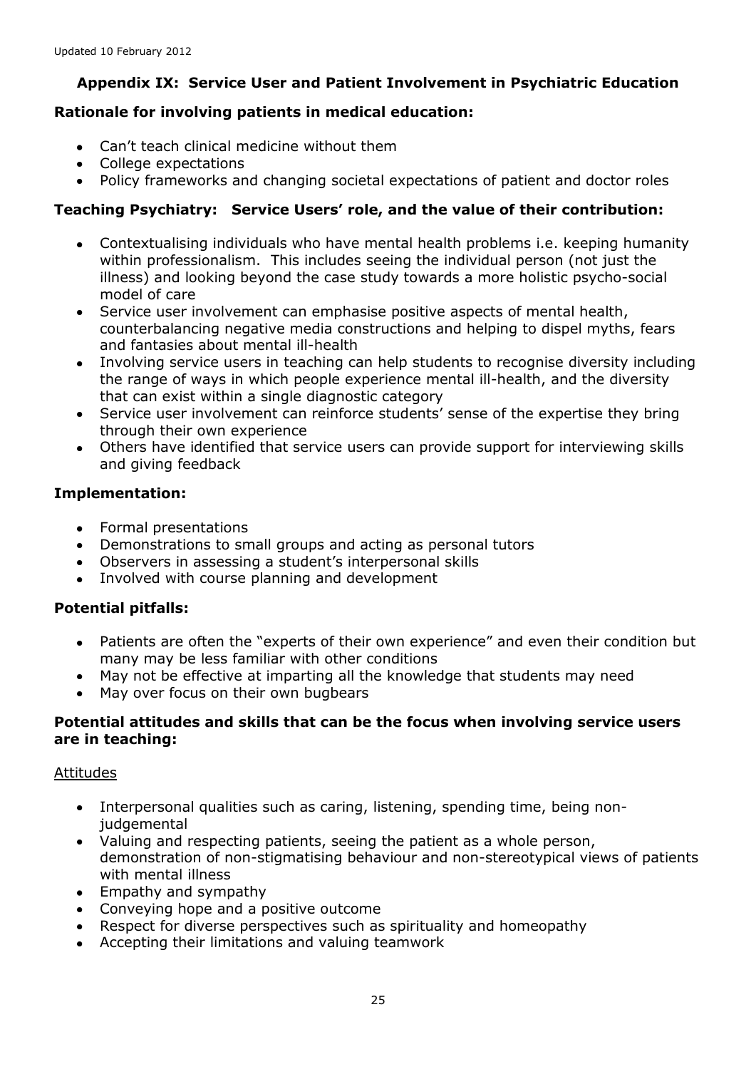## Appendix IX: Service User and Patient Involvement in Psychiatric Education

### Rationale for involving patients in medical education:

- Can't teach clinical medicine without them
- College expectations
- Policy frameworks and changing societal expectations of patient and doctor roles

### Teaching Psychiatry: Service Users' role, and the value of their contribution:

- Contextualising individuals who have mental health problems i.e. keeping humanity within professionalism. This includes seeing the individual person (not just the illness) and looking beyond the case study towards a more holistic psycho-social model of care
- Service user involvement can emphasise positive aspects of mental health, counterbalancing negative media constructions and helping to dispel myths, fears and fantasies about mental ill-health
- Involving service users in teaching can help students to recognise diversity including the range of ways in which people experience mental ill-health, and the diversity that can exist within a single diagnostic category
- Service user involvement can reinforce students' sense of the expertise they bring through their own experience
- Others have identified that service users can provide support for interviewing skills and giving feedback

### Implementation:

- Formal presentations
- Demonstrations to small groups and acting as personal tutors
- Observers in assessing a student's interpersonal skills
- Involved with course planning and development

### Potential pitfalls:

- Patients are often the "experts of their own experience" and even their condition but many may be less familiar with other conditions
- May not be effective at imparting all the knowledge that students may need
- May over focus on their own bugbears

### Potential attitudes and skills that can be the focus when involving service users are in teaching:

Attitudes

- Interpersonal qualities such as caring, listening, spending time, being non-judgemental
- Valuing and respecting patients, seeing the patient as a whole person, demonstration of non-stigmatising behaviour and non-stereotypical views of patients with mental illness
- Empathy and sympathy
- Conveying hope and a positive outcome
- Respect for diverse perspectives such as spirituality and homeopathy
- Accepting their limitations and valuing teamwork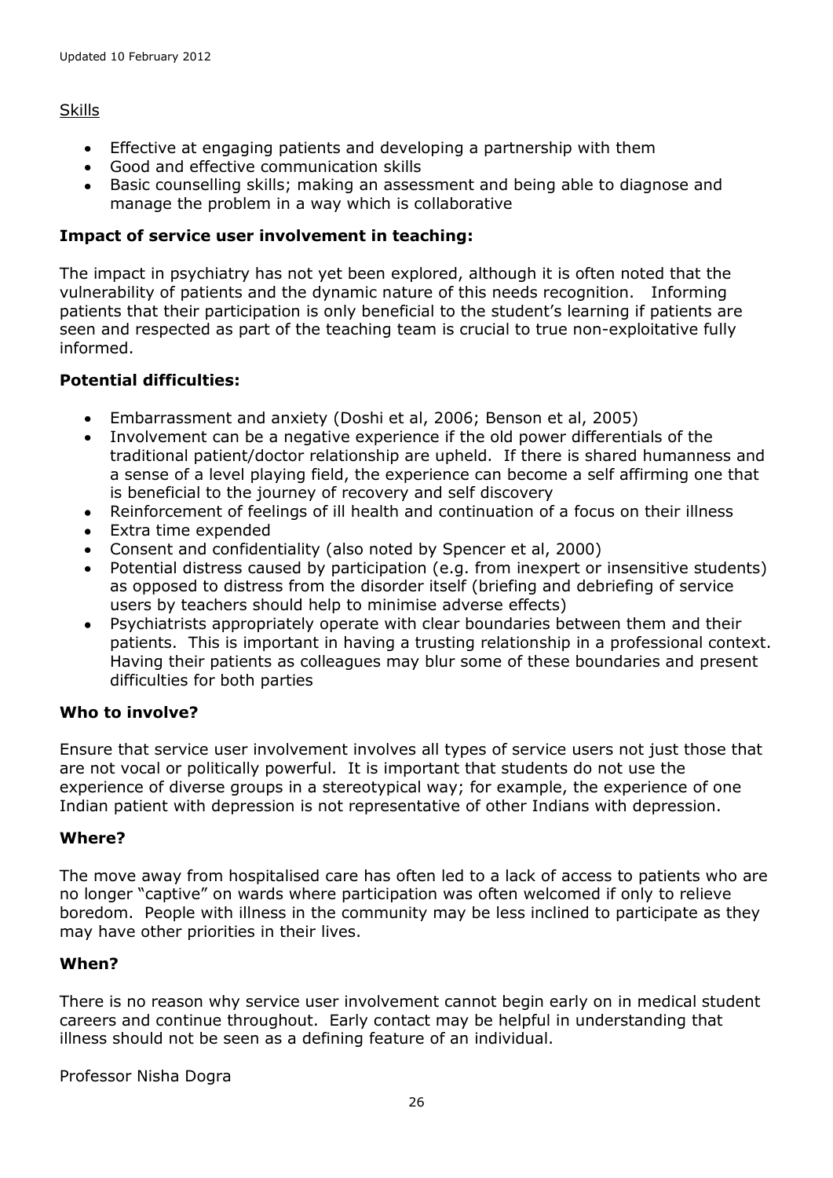Skills

- Effective at engaging patients and developing a partnership with them
- Good and effective communication skills
- Basic counselling skills; making an assessment and being able to diagnose and manage the problem in a way which is collaborative

**Impact of service user involvement in teaching:**

The impact in psychiatry has not yet been explored, although it is often noted that the vulnerability of patients and the dynamic nature of this needs recognition. Informing patients that their participation is only beneficial to the student's learning if patients are seen and respected as part of the teaching team is crucial to true non-exploitative fully informed.

**Potential difficulties:**

- Embarrassment and anxiety (Doshi et al, 2006; Benson et al, 2005)
- Involvement can be a negative experience if the old power differentials of the traditional patient/doctor relationship are upheld. If there is shared humanness and a sense of a level playing field, the experience can become a self affirming one that is beneficial to the journey of recovery and self discovery
- Reinforcement of feelings of ill health and continuation of a focus on their illness
- Extra time expended
- Consent and confidentiality (also noted by Spencer et al, 2000)
- Potential distress caused by participation (e.g. from inexpert or insensitive students) as opposed to distress from the disorder itself (briefing and debriefing of service users by teachers should help to minimise adverse effects)
- Psychiatrists appropriately operate with clear boundaries between them and their patients. This is important in having a trusting relationship in a professional context. Having their patients as colleagues may blur some of these boundaries and present difficulties for both parties

**Who to involve?**

Ensure that service user involvement involves all types of service users not just those that are not vocal or politically powerful. It is important that students do not use the experience of diverse groups in a stereotypical way; for example, the experience of one Indian patient with depression is not representative of other Indians with depression.

**Where?**

The move away from hospitalised care has often led to a lack of access to patients who are no longer "captive" on wards where participation was often welcomed if only to relieve boredom. People with illness in the community may be less inclined to participate as they may have other priorities in their lives.

**When?**

There is no reason why service user involvement cannot begin early on in medical student careers and continue throughout. Early contact may be helpful in understanding that illness should not be seen as a defining feature of an individual.

Professor Nisha Dogra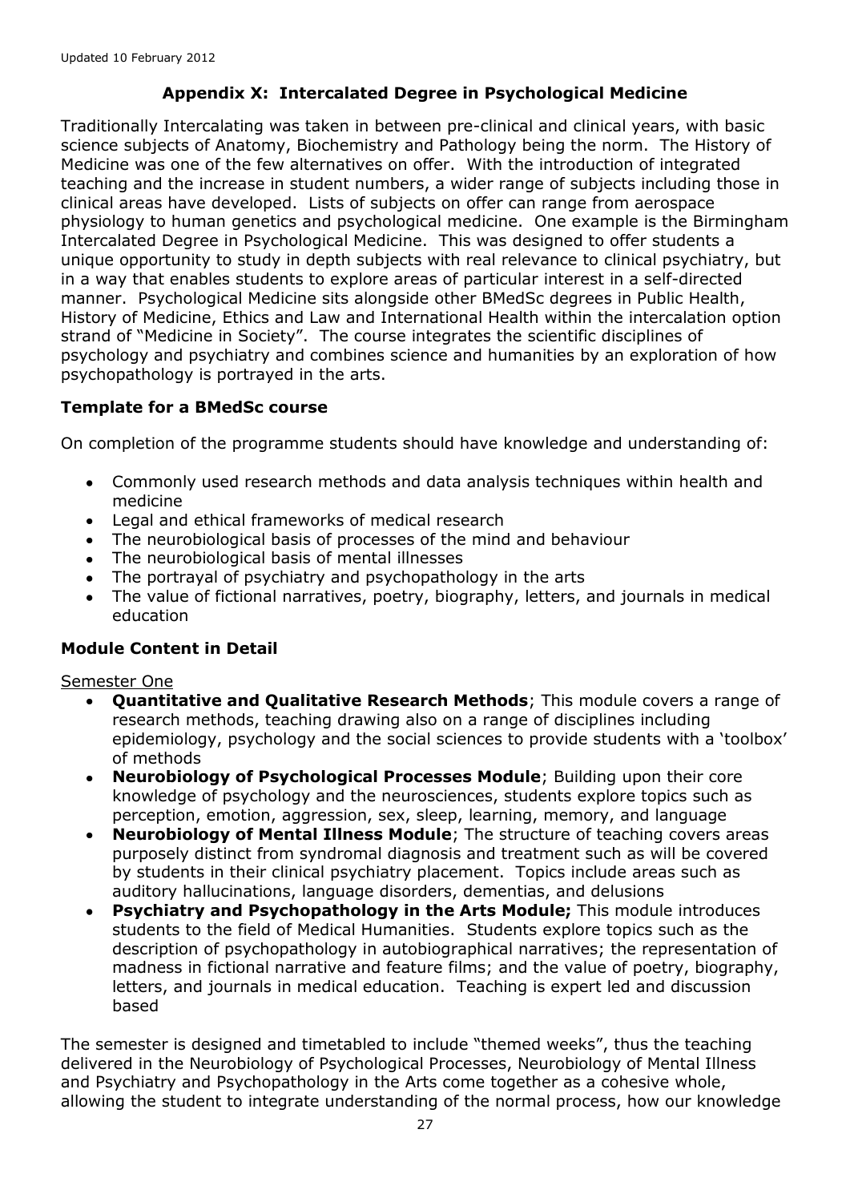Updated 10 February 2012

## Appendix X: Intercalated Degree in Psychological Medicine

Traditionally Intercalating was taken in between pre-clinical and clinical years, with basic science subjects of Anatomy, Biochemistry and Pathology being the norm. The History of Medicine was one of the few alternatives on offer. With the introduction of integrated teaching and the increase in student numbers, a wider range of subjects including those in clinical areas have developed. Lists of subjects on offer can range from aerospace physiology to human genetics and psychological medicine. One example is the Birmingham Intercalated Degree in Psychological Medicine. This was designed to offer students a unique opportunity to study in depth subjects with real relevance to clinical psychiatry, but in a way that enables students to explore areas of particular interest in a self-directed manner. Psychological Medicine sits alongside other BMedSc degrees in Public Health, History of Medicine, Ethics and Law and International Health within the intercalation option strand of "Medicine in Society". The course integrates the scientific disciplines of psychology and psychiatry and combines science and humanities by an exploration of how psychopathology is portrayed in the arts.

### Template for a BMedSc course

On completion of the programme students should have knowledge and understanding of:

- Commonly used research methods and data analysis techniques within health and medicine
- Legal and ethical frameworks of medical research
- The neurobiological basis of processes of the mind and behaviour
- The neurobiological basis of mental illnesses
- The portrayal of psychiatry and psychopathology in the arts
- The value of fictional narratives, poetry, biography, letters, and journals in medical education

### Module Content in Detail

Semester One

- **Quantitative and Qualitative Research Methods**; This module covers a range of research methods, teaching drawing also on a range of disciplines including epidemiology, psychology and the social sciences to provide students with a 'toolbox' of methods
- **Neurobiology of Psychological Processes Module**; Building upon their core knowledge of psychology and the neurosciences, students explore topics such as perception, emotion, aggression, sex, sleep, learning, memory, and language
- **Neurobiology of Mental Illness Module**; The structure of teaching covers areas purposely distinct from syndromal diagnosis and treatment such as will be covered by students in their clinical psychiatry placement. Topics include areas such as auditory hallucinations, language disorders, dementias, and delusions
- **Psychiatry and Psychopathology in the Arts Module;** This module introduces students to the field of Medical Humanities. Students explore topics such as the description of psychopathology in autobiographical narratives; the representation of madness in fictional narrative and feature films; and the value of poetry, biography, letters, and journals in medical education. Teaching is expert led and discussion based

The semester is designed and timetabled to include "themed weeks", thus the teaching delivered in the Neurobiology of Psychological Processes, Neurobiology of Mental Illness and Psychiatry and Psychopathology in the Arts come together as a cohesive whole, allowing the student to integrate understanding of the normal process, how our knowledge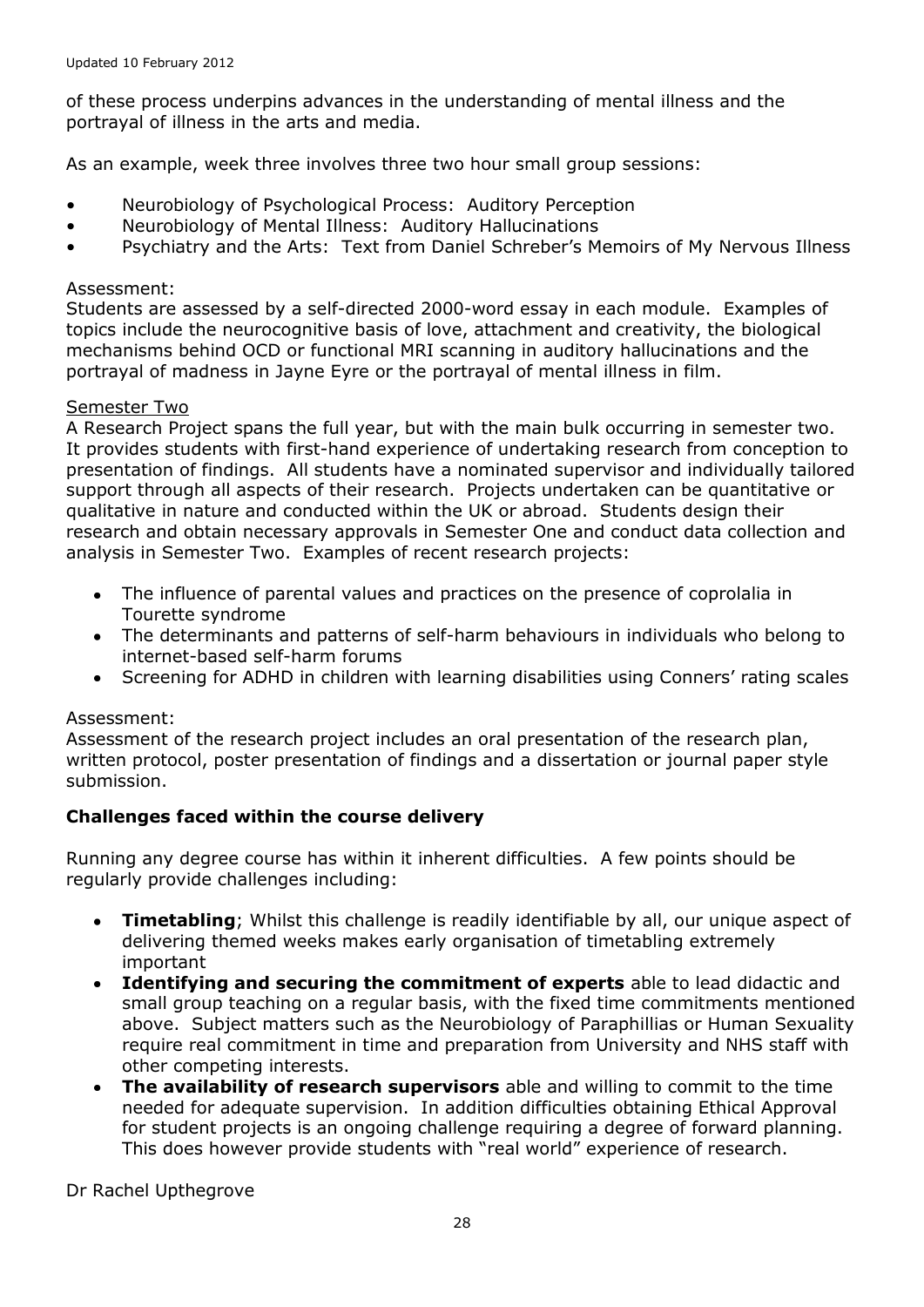of these process underpins advances in the understanding of mental illness and the portrayal of illness in the arts and media.

As an example, week three involves three two hour small group sessions:

- Neurobiology of Psychological Process: Auditory Perception
- Neurobiology of Mental Illness: Auditory Hallucinations
- Psychiatry and the Arts: Text from Daniel Schreber's Memoirs of My Nervous Illness

Assessment:
Students are assessed by a self-directed 2000-word essay in each module. Examples of topics include the neurocognitive basis of love, attachment and creativity, the biological mechanisms behind OCD or functional MRI scanning in auditory hallucinations and the portrayal of madness in Jayne Eyre or the portrayal of mental illness in film.

Semester Two
A Research Project spans the full year, but with the main bulk occurring in semester two. It provides students with first-hand experience of undertaking research from conception to presentation of findings. All students have a nominated supervisor and individually tailored support through all aspects of their research. Projects undertaken can be quantitative or qualitative in nature and conducted within the UK or abroad. Students design their research and obtain necessary approvals in Semester One and conduct data collection and analysis in Semester Two. Examples of recent research projects:

- The influence of parental values and practices on the presence of coprolalia in Tourette syndrome
- The determinants and patterns of self-harm behaviours in individuals who belong to internet-based self-harm forums
- Screening for ADHD in children with learning disabilities using Conners' rating scales

Assessment:
Assessment of the research project includes an oral presentation of the research plan, written protocol, poster presentation of findings and a dissertation or journal paper style submission.

**Challenges faced within the course delivery**

Running any degree course has within it inherent difficulties. A few points should be regularly provide challenges including:

- **Timetabling**; Whilst this challenge is readily identifiable by all, our unique aspect of delivering themed weeks makes early organisation of timetabling extremely important
- **Identifying and securing the commitment of experts** able to lead didactic and small group teaching on a regular basis, with the fixed time commitments mentioned above. Subject matters such as the Neurobiology of Paraphillias or Human Sexuality require real commitment in time and preparation from University and NHS staff with other competing interests.
- **The availability of research supervisors** able and willing to commit to the time needed for adequate supervision. In addition difficulties obtaining Ethical Approval for student projects is an ongoing challenge requiring a degree of forward planning. This does however provide students with "real world" experience of research.

Dr Rachel Upthegrove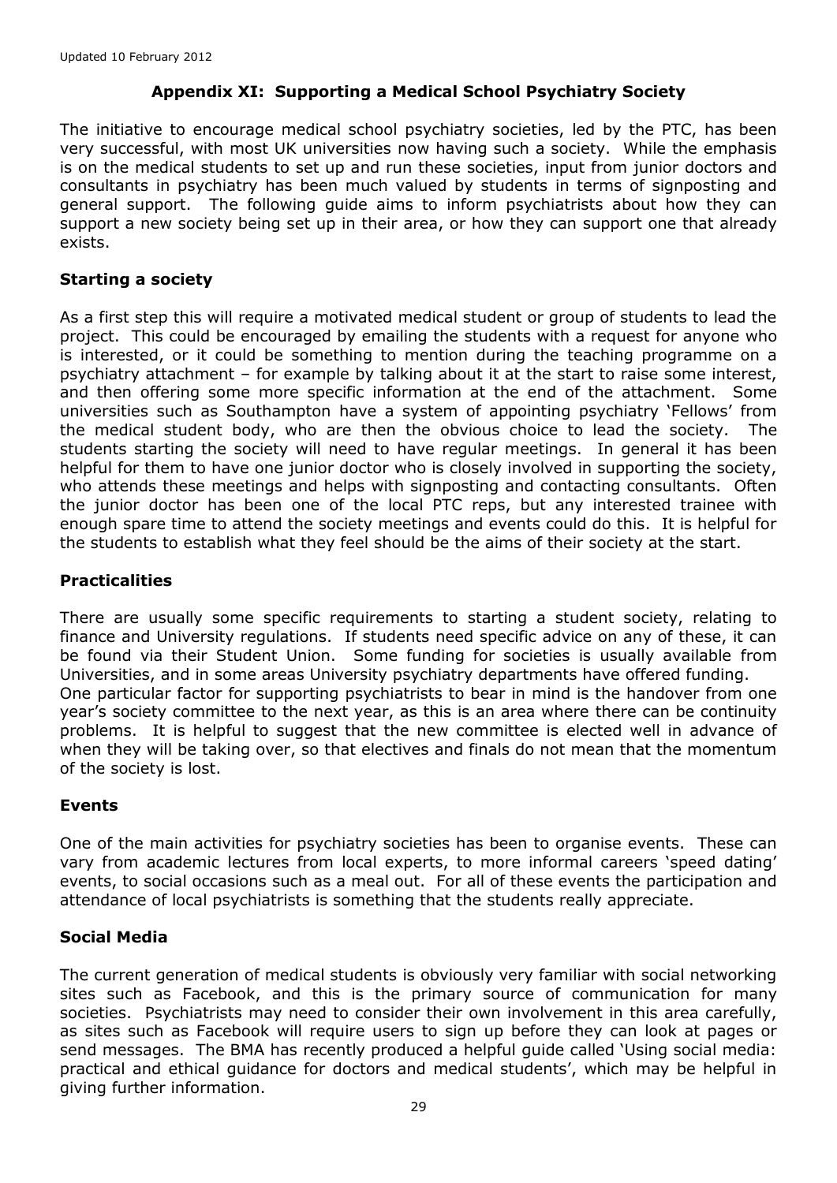Updated 10 February 2012

## Appendix XI: Supporting a Medical School Psychiatry Society

The initiative to encourage medical school psychiatry societies, led by the PTC, has been very successful, with most UK universities now having such a society. While the emphasis is on the medical students to set up and run these societies, input from junior doctors and consultants in psychiatry has been much valued by students in terms of signposting and general support. The following guide aims to inform psychiatrists about how they can support a new society being set up in their area, or how they can support one that already exists.

### Starting a society

As a first step this will require a motivated medical student or group of students to lead the project. This could be encouraged by emailing the students with a request for anyone who is interested, or it could be something to mention during the teaching programme on a psychiatry attachment – for example by talking about it at the start to raise some interest, and then offering some more specific information at the end of the attachment. Some universities such as Southampton have a system of appointing psychiatry 'Fellows' from the medical student body, who are then the obvious choice to lead the society. The students starting the society will need to have regular meetings. In general it has been helpful for them to have one junior doctor who is closely involved in supporting the society, who attends these meetings and helps with signposting and contacting consultants. Often the junior doctor has been one of the local PTC reps, but any interested trainee with enough spare time to attend the society meetings and events could do this. It is helpful for the students to establish what they feel should be the aims of their society at the start.

### Practicalities

There are usually some specific requirements to starting a student society, relating to finance and University regulations. If students need specific advice on any of these, it can be found via their Student Union. Some funding for societies is usually available from Universities, and in some areas University psychiatry departments have offered funding.
One particular factor for supporting psychiatrists to bear in mind is the handover from one year's society committee to the next year, as this is an area where there can be continuity problems. It is helpful to suggest that the new committee is elected well in advance of when they will be taking over, so that electives and finals do not mean that the momentum of the society is lost.

### Events

One of the main activities for psychiatry societies has been to organise events. These can vary from academic lectures from local experts, to more informal careers 'speed dating' events, to social occasions such as a meal out. For all of these events the participation and attendance of local psychiatrists is something that the students really appreciate.

### Social Media

The current generation of medical students is obviously very familiar with social networking sites such as Facebook, and this is the primary source of communication for many societies. Psychiatrists may need to consider their own involvement in this area carefully, as sites such as Facebook will require users to sign up before they can look at pages or send messages. The BMA has recently produced a helpful guide called 'Using social media: practical and ethical guidance for doctors and medical students', which may be helpful in giving further information.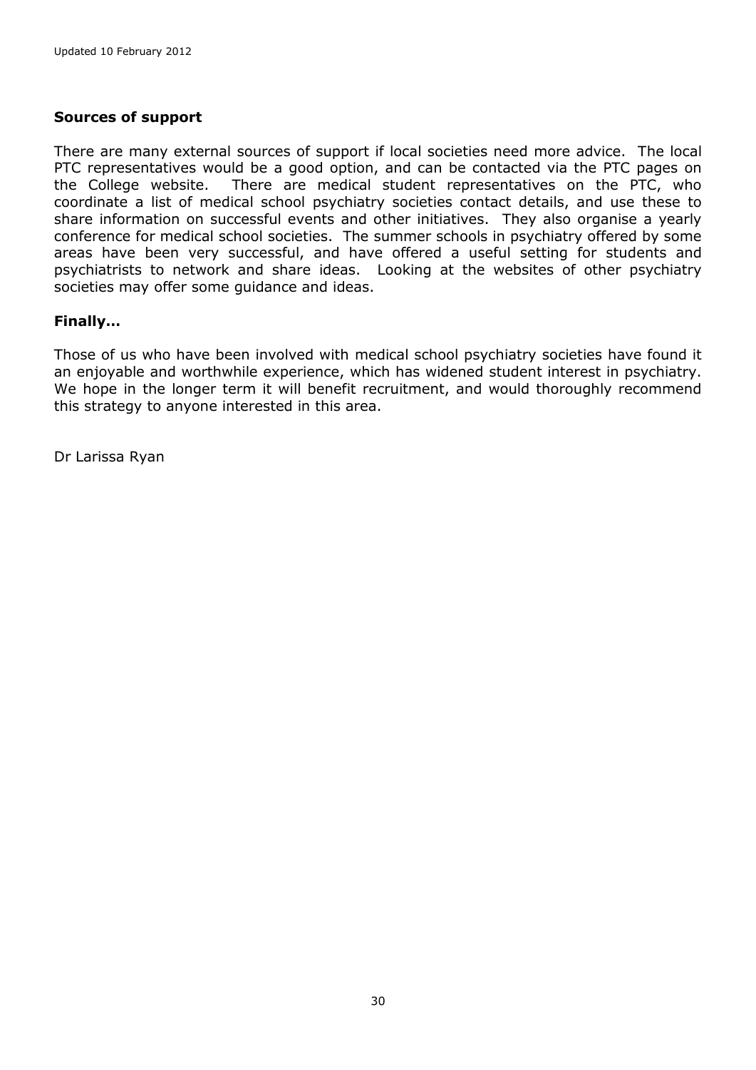### Sources of support

There are many external sources of support if local societies need more advice. The local PTC representatives would be a good option, and can be contacted via the PTC pages on the College website. There are medical student representatives on the PTC, who coordinate a list of medical school psychiatry societies contact details, and use these to share information on successful events and other initiatives. They also organise a yearly conference for medical school societies. The summer schools in psychiatry offered by some areas have been very successful, and have offered a useful setting for students and psychiatrists to network and share ideas. Looking at the websites of other psychiatry societies may offer some guidance and ideas.

### Finally…

Those of us who have been involved with medical school psychiatry societies have found it an enjoyable and worthwhile experience, which has widened student interest in psychiatry. We hope in the longer term it will benefit recruitment, and would thoroughly recommend this strategy to anyone interested in this area.

Dr Larissa Ryan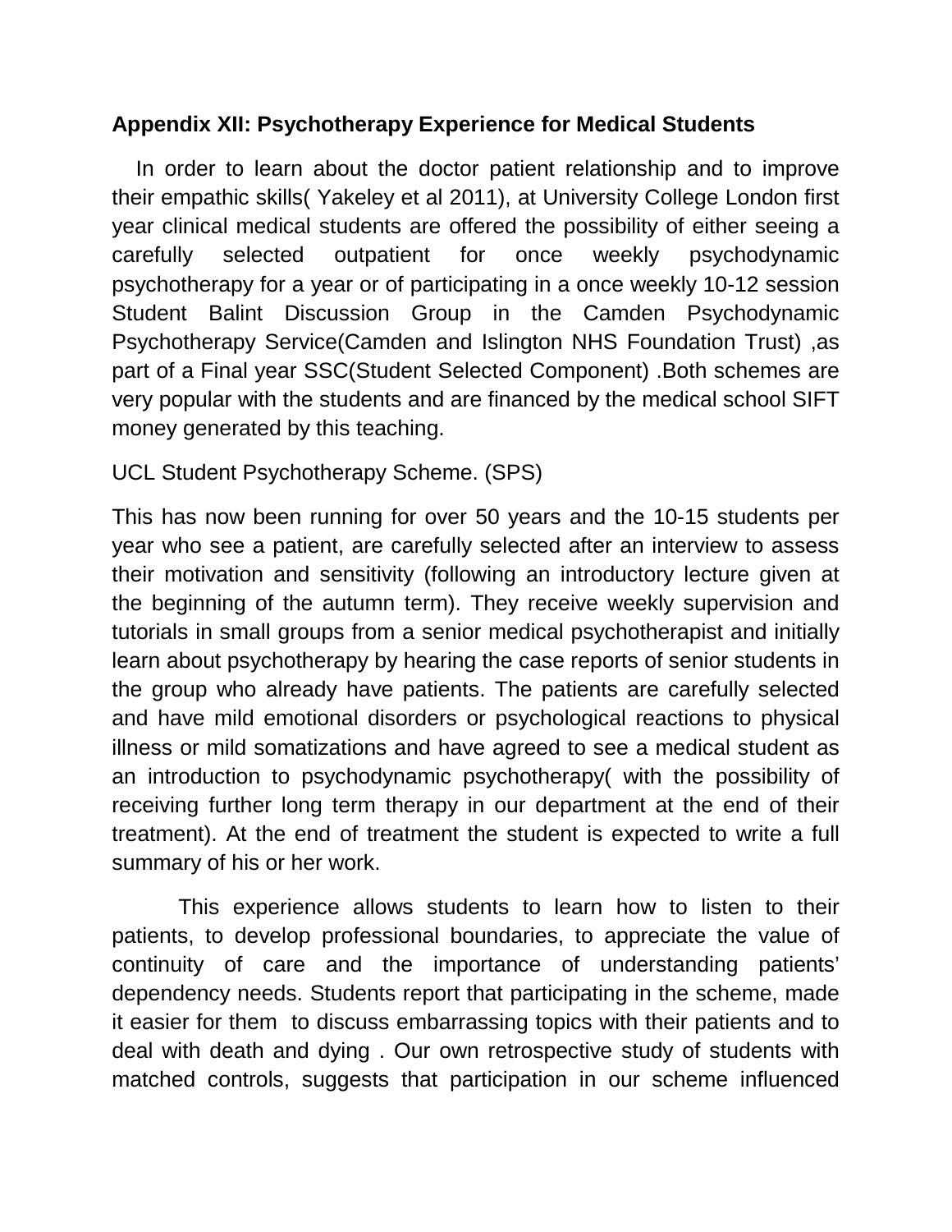**Appendix XII: Psychotherapy Experience for Medical Students**

In order to learn about the doctor patient relationship and to improve their empathic skills( Yakeley et al 2011), at University College London first year clinical medical students are offered the possibility of either seeing a carefully selected outpatient for once weekly psychodynamic psychotherapy for a year or of participating in a once weekly 10-12 session Student Balint Discussion Group in the Camden Psychodynamic Psychotherapy Service(Camden and Islington NHS Foundation Trust) ,as part of a Final year SSC(Student Selected Component) .Both schemes are very popular with the students and are financed by the medical school SIFT money generated by this teaching.

UCL Student Psychotherapy Scheme. (SPS)

This has now been running for over 50 years and the 10-15 students per year who see a patient, are carefully selected after an interview to assess their motivation and sensitivity (following an introductory lecture given at the beginning of the autumn term). They receive weekly supervision and tutorials in small groups from a senior medical psychotherapist and initially learn about psychotherapy by hearing the case reports of senior students in the group who already have patients. The patients are carefully selected and have mild emotional disorders or psychological reactions to physical illness or mild somatizations and have agreed to see a medical student as an introduction to psychodynamic psychotherapy( with the possibility of receiving further long term therapy in our department at the end of their treatment). At the end of treatment the student is expected to write a full summary of his or her work.

This experience allows students to learn how to listen to their patients, to develop professional boundaries, to appreciate the value of continuity of care and the importance of understanding patients' dependency needs. Students report that participating in the scheme, made it easier for them to discuss embarrassing topics with their patients and to deal with death and dying . Our own retrospective study of students with matched controls, suggests that participation in our scheme influenced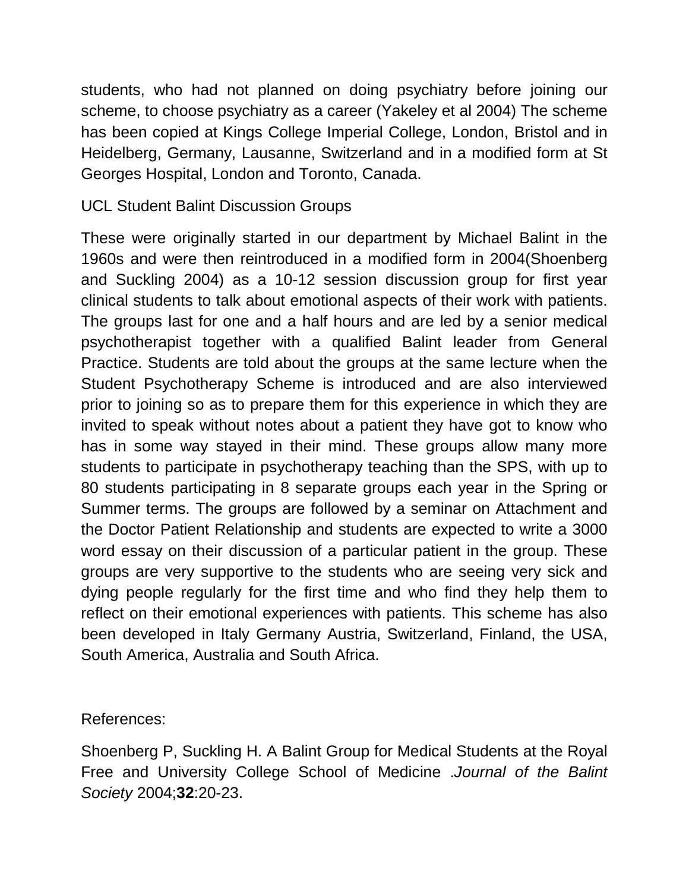students, who had not planned on doing psychiatry before joining our scheme, to choose psychiatry as a career (Yakeley et al 2004) The scheme has been copied at Kings College Imperial College, London, Bristol and in Heidelberg, Germany, Lausanne, Switzerland and in a modified form at St Georges Hospital, London and Toronto, Canada.

## UCL Student Balint Discussion Groups

These were originally started in our department by Michael Balint in the 1960s and were then reintroduced in a modified form in 2004(Shoenberg and Suckling 2004) as a 10-12 session discussion group for first year clinical students to talk about emotional aspects of their work with patients. The groups last for one and a half hours and are led by a senior medical psychotherapist together with a qualified Balint leader from General Practice. Students are told about the groups at the same lecture when the Student Psychotherapy Scheme is introduced and are also interviewed prior to joining so as to prepare them for this experience in which they are invited to speak without notes about a patient they have got to know who has in some way stayed in their mind. These groups allow many more students to participate in psychotherapy teaching than the SPS, with up to 80 students participating in 8 separate groups each year in the Spring or Summer terms. The groups are followed by a seminar on Attachment and the Doctor Patient Relationship and students are expected to write a 3000 word essay on their discussion of a particular patient in the group. These groups are very supportive to the students who are seeing very sick and dying people regularly for the first time and who find they help them to reflect on their emotional experiences with patients. This scheme has also been developed in Italy Germany Austria, Switzerland, Finland, the USA, South America, Australia and South Africa.

References:

Shoenberg P, Suckling H. A Balint Group for Medical Students at the Royal Free and University College School of Medicine .*Journal of the Balint Society* 2004;**32**:20-23.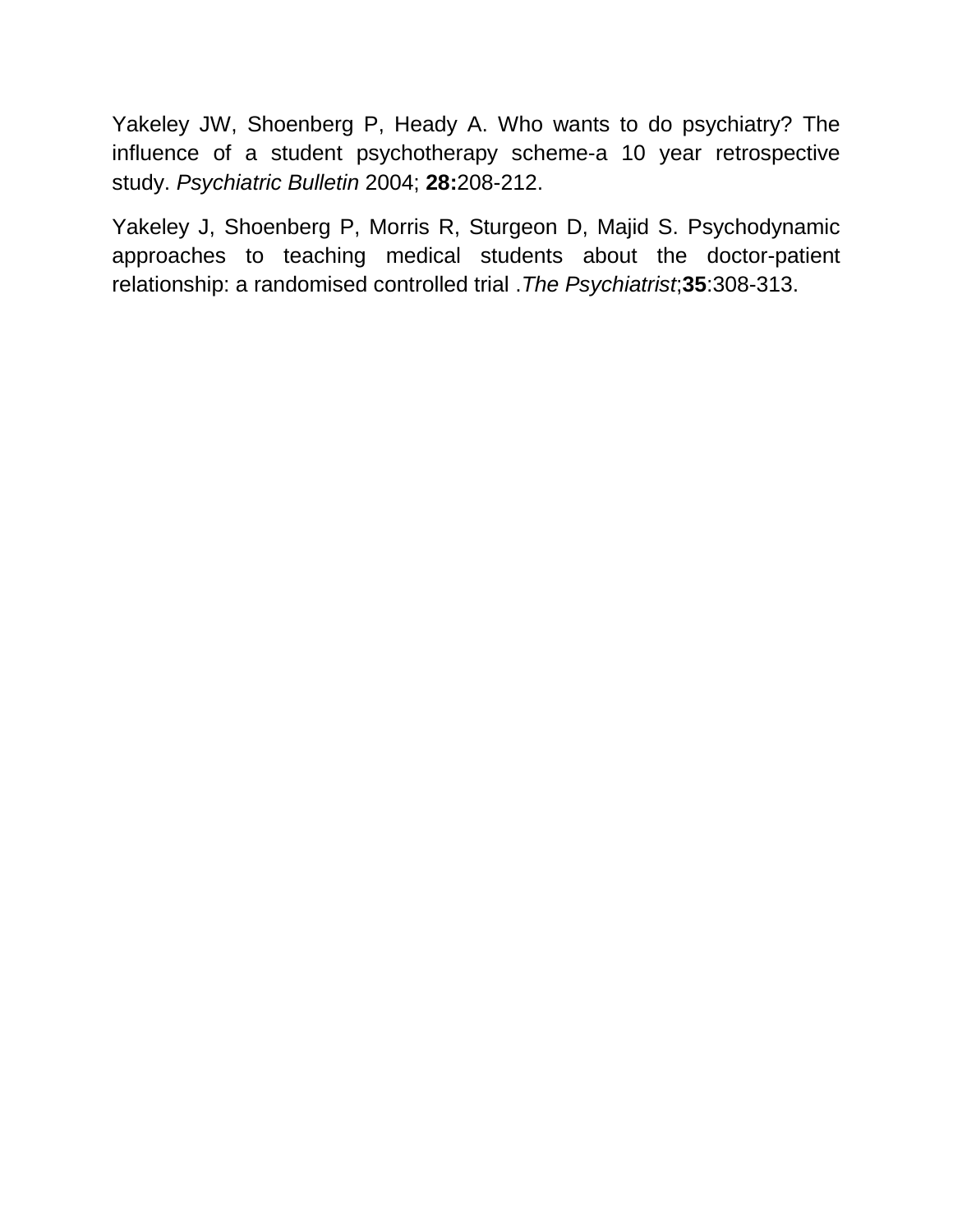Yakeley JW, Shoenberg P, Heady A. Who wants to do psychiatry? The influence of a student psychotherapy scheme-a 10 year retrospective study. *Psychiatric Bulletin* 2004; **28:**208-212.

Yakeley J, Shoenberg P, Morris R, Sturgeon D, Majid S. Psychodynamic approaches to teaching medical students about the doctor-patient relationship: a randomised controlled trial .*The Psychiatrist*;**35**:308-313.